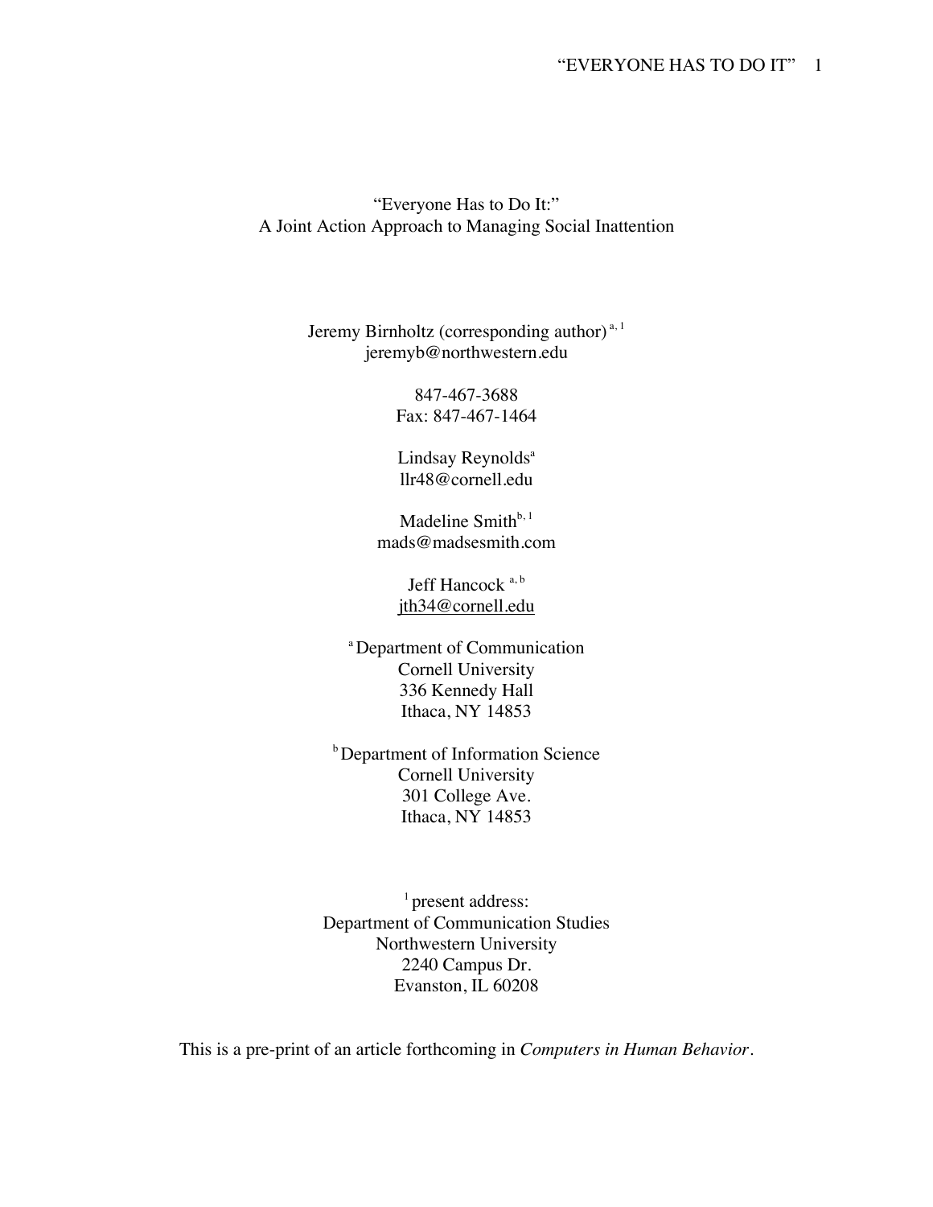# "Everyone Has to Do It:" A Joint Action Approach to Managing Social Inattention

Jeremy Birnholtz (corresponding author) [a, 1]
jeremyb@northwestern.edu

847-467-3688
Fax: 847-467-1464

Lindsay Reynolds[a]
llr48@cornell.edu

Madeline Smith[b, 1]
mads@madsesmith.com

Jeff Hancock [a, b]
jth34@cornell.edu

[a] Department of Communication
Cornell University
336 Kennedy Hall
Ithaca, NY 14853

[b] Department of Information Science
Cornell University
301 College Ave.
Ithaca, NY 14853

[1] present address:
Department of Communication Studies
Northwestern University
2240 Campus Dr.
Evanston, IL 60208

This is a pre-print of an article forthcoming in *Computers in Human Behavior*.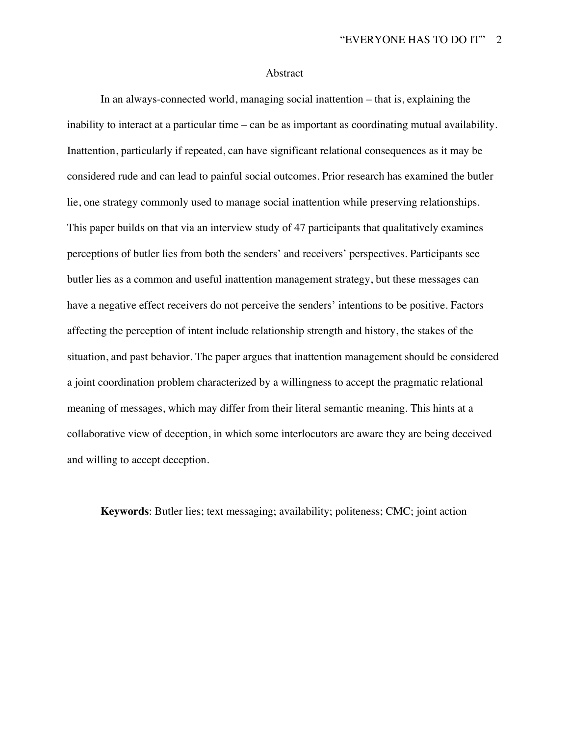## Abstract

In an always-connected world, managing social inattention – that is, explaining the inability to interact at a particular time – can be as important as coordinating mutual availability. Inattention, particularly if repeated, can have significant relational consequences as it may be considered rude and can lead to painful social outcomes. Prior research has examined the butler lie, one strategy commonly used to manage social inattention while preserving relationships. This paper builds on that via an interview study of 47 participants that qualitatively examines perceptions of butler lies from both the senders' and receivers' perspectives. Participants see butler lies as a common and useful inattention management strategy, but these messages can have a negative effect receivers do not perceive the senders' intentions to be positive. Factors affecting the perception of intent include relationship strength and history, the stakes of the situation, and past behavior. The paper argues that inattention management should be considered a joint coordination problem characterized by a willingness to accept the pragmatic relational meaning of messages, which may differ from their literal semantic meaning. This hints at a collaborative view of deception, in which some interlocutors are aware they are being deceived and willing to accept deception.

**Keywords**: Butler lies; text messaging; availability; politeness; CMC; joint action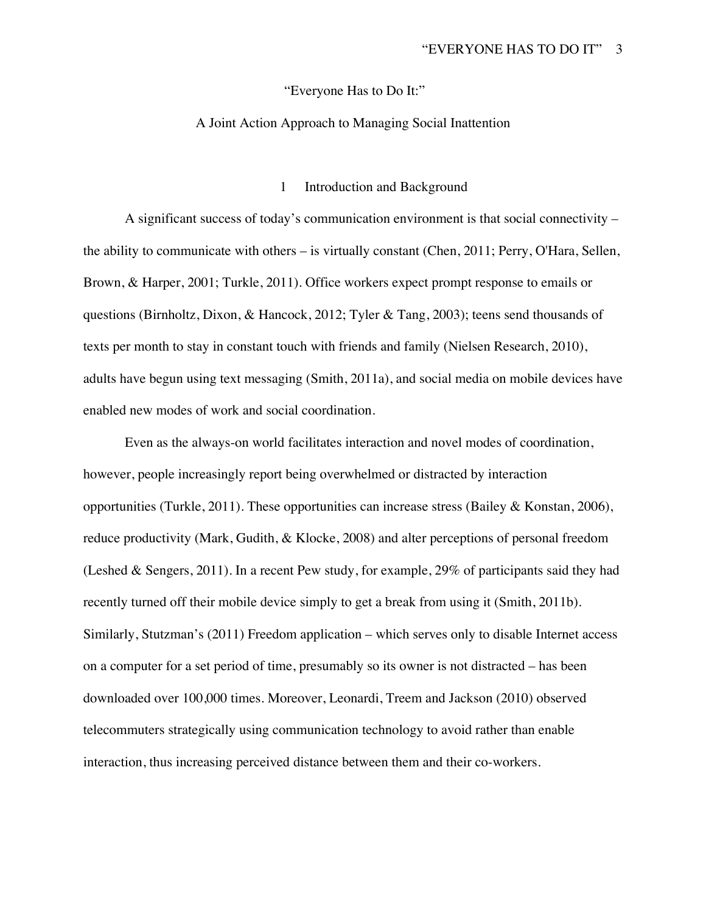# "Everyone Has to Do It:"

# A Joint Action Approach to Managing Social Inattention

## 1 Introduction and Background

A significant success of today's communication environment is that social connectivity – the ability to communicate with others – is virtually constant (Chen, 2011; Perry, O'Hara, Sellen, Brown, & Harper, 2001; Turkle, 2011). Office workers expect prompt response to emails or questions (Birnholtz, Dixon, & Hancock, 2012; Tyler & Tang, 2003); teens send thousands of texts per month to stay in constant touch with friends and family (Nielsen Research, 2010), adults have begun using text messaging (Smith, 2011a), and social media on mobile devices have enabled new modes of work and social coordination.

Even as the always-on world facilitates interaction and novel modes of coordination, however, people increasingly report being overwhelmed or distracted by interaction opportunities (Turkle, 2011). These opportunities can increase stress (Bailey & Konstan, 2006), reduce productivity (Mark, Gudith, & Klocke, 2008) and alter perceptions of personal freedom (Leshed & Sengers, 2011). In a recent Pew study, for example, 29% of participants said they had recently turned off their mobile device simply to get a break from using it (Smith, 2011b). Similarly, Stutzman's (2011) Freedom application – which serves only to disable Internet access on a computer for a set period of time, presumably so its owner is not distracted – has been downloaded over 100,000 times. Moreover, Leonardi, Treem and Jackson (2010) observed telecommuters strategically using communication technology to avoid rather than enable interaction, thus increasing perceived distance between them and their co-workers.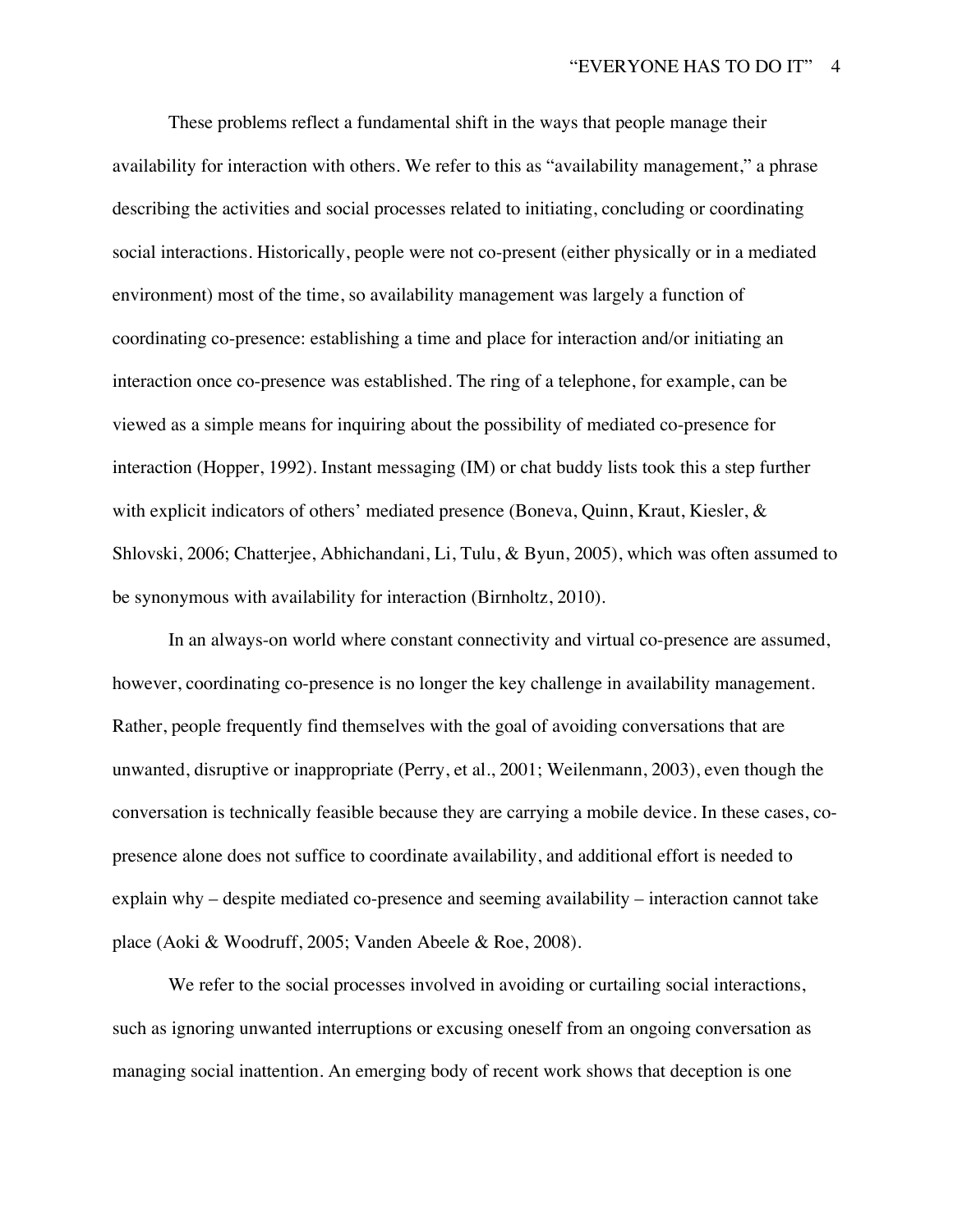These problems reflect a fundamental shift in the ways that people manage their availability for interaction with others. We refer to this as "availability management," a phrase describing the activities and social processes related to initiating, concluding or coordinating social interactions. Historically, people were not co-present (either physically or in a mediated environment) most of the time, so availability management was largely a function of coordinating co-presence: establishing a time and place for interaction and/or initiating an interaction once co-presence was established. The ring of a telephone, for example, can be viewed as a simple means for inquiring about the possibility of mediated co-presence for interaction (Hopper, 1992). Instant messaging (IM) or chat buddy lists took this a step further with explicit indicators of others' mediated presence (Boneva, Quinn, Kraut, Kiesler, & Shlovski, 2006; Chatterjee, Abhichandani, Li, Tulu, & Byun, 2005), which was often assumed to be synonymous with availability for interaction (Birnholtz, 2010).

In an always-on world where constant connectivity and virtual co-presence are assumed, however, coordinating co-presence is no longer the key challenge in availability management. Rather, people frequently find themselves with the goal of avoiding conversations that are unwanted, disruptive or inappropriate (Perry, et al., 2001; Weilenmann, 2003), even though the conversation is technically feasible because they are carrying a mobile device. In these cases, co-presence alone does not suffice to coordinate availability, and additional effort is needed to explain why – despite mediated co-presence and seeming availability – interaction cannot take place (Aoki & Woodruff, 2005; Vanden Abeele & Roe, 2008).

We refer to the social processes involved in avoiding or curtailing social interactions, such as ignoring unwanted interruptions or excusing oneself from an ongoing conversation as managing social inattention. An emerging body of recent work shows that deception is one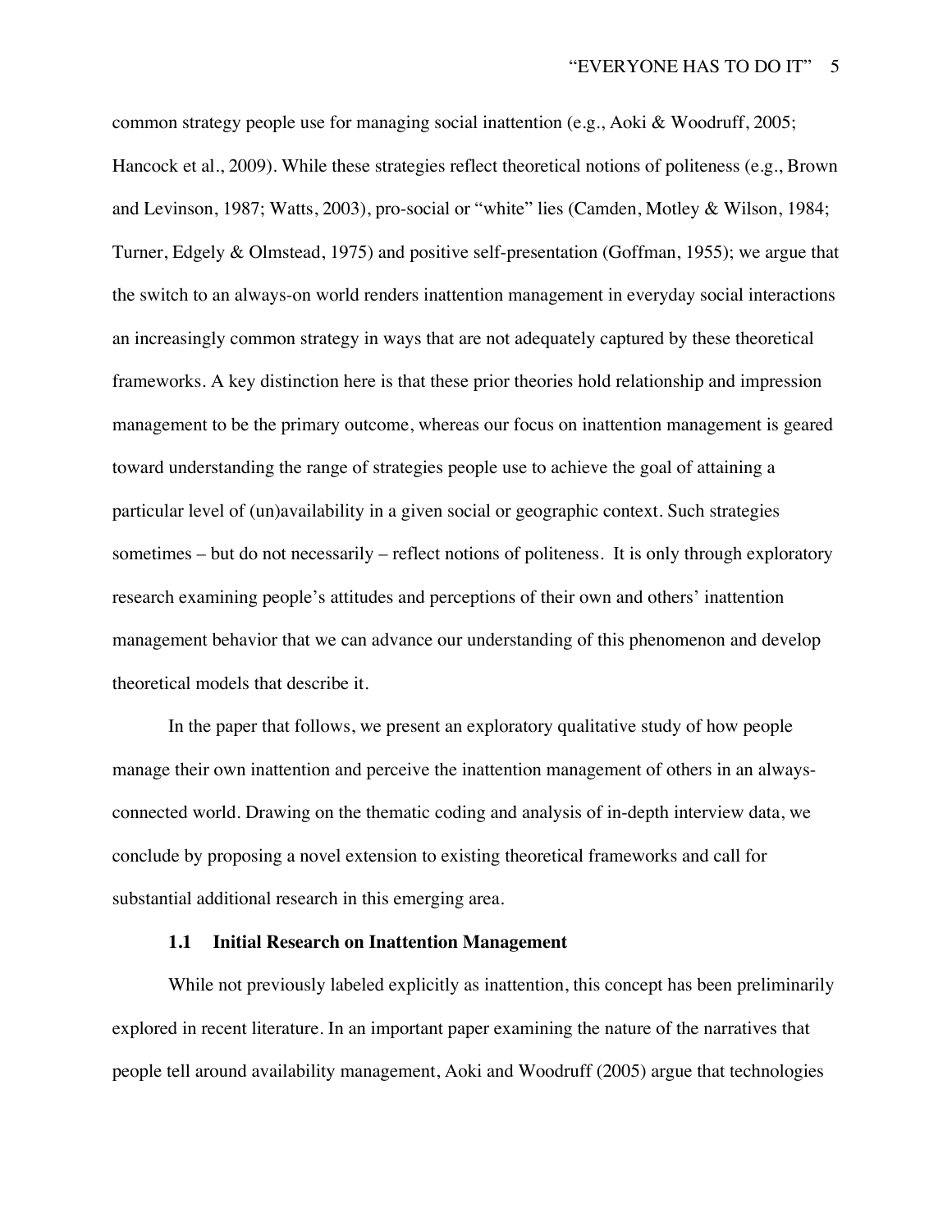common strategy people use for managing social inattention (e.g., Aoki & Woodruff, 2005; Hancock et al., 2009). While these strategies reflect theoretical notions of politeness (e.g., Brown and Levinson, 1987; Watts, 2003), pro-social or "white" lies (Camden, Motley & Wilson, 1984; Turner, Edgely & Olmstead, 1975) and positive self-presentation (Goffman, 1955); we argue that the switch to an always-on world renders inattention management in everyday social interactions an increasingly common strategy in ways that are not adequately captured by these theoretical frameworks. A key distinction here is that these prior theories hold relationship and impression management to be the primary outcome, whereas our focus on inattention management is geared toward understanding the range of strategies people use to achieve the goal of attaining a particular level of (un)availability in a given social or geographic context. Such strategies sometimes – but do not necessarily – reflect notions of politeness. It is only through exploratory research examining people's attitudes and perceptions of their own and others' inattention management behavior that we can advance our understanding of this phenomenon and develop theoretical models that describe it.

In the paper that follows, we present an exploratory qualitative study of how people manage their own inattention and perceive the inattention management of others in an always-connected world. Drawing on the thematic coding and analysis of in-depth interview data, we conclude by proposing a novel extension to existing theoretical frameworks and call for substantial additional research in this emerging area.

### 1.1 Initial Research on Inattention Management

While not previously labeled explicitly as inattention, this concept has been preliminarily explored in recent literature. In an important paper examining the nature of the narratives that people tell around availability management, Aoki and Woodruff (2005) argue that technologies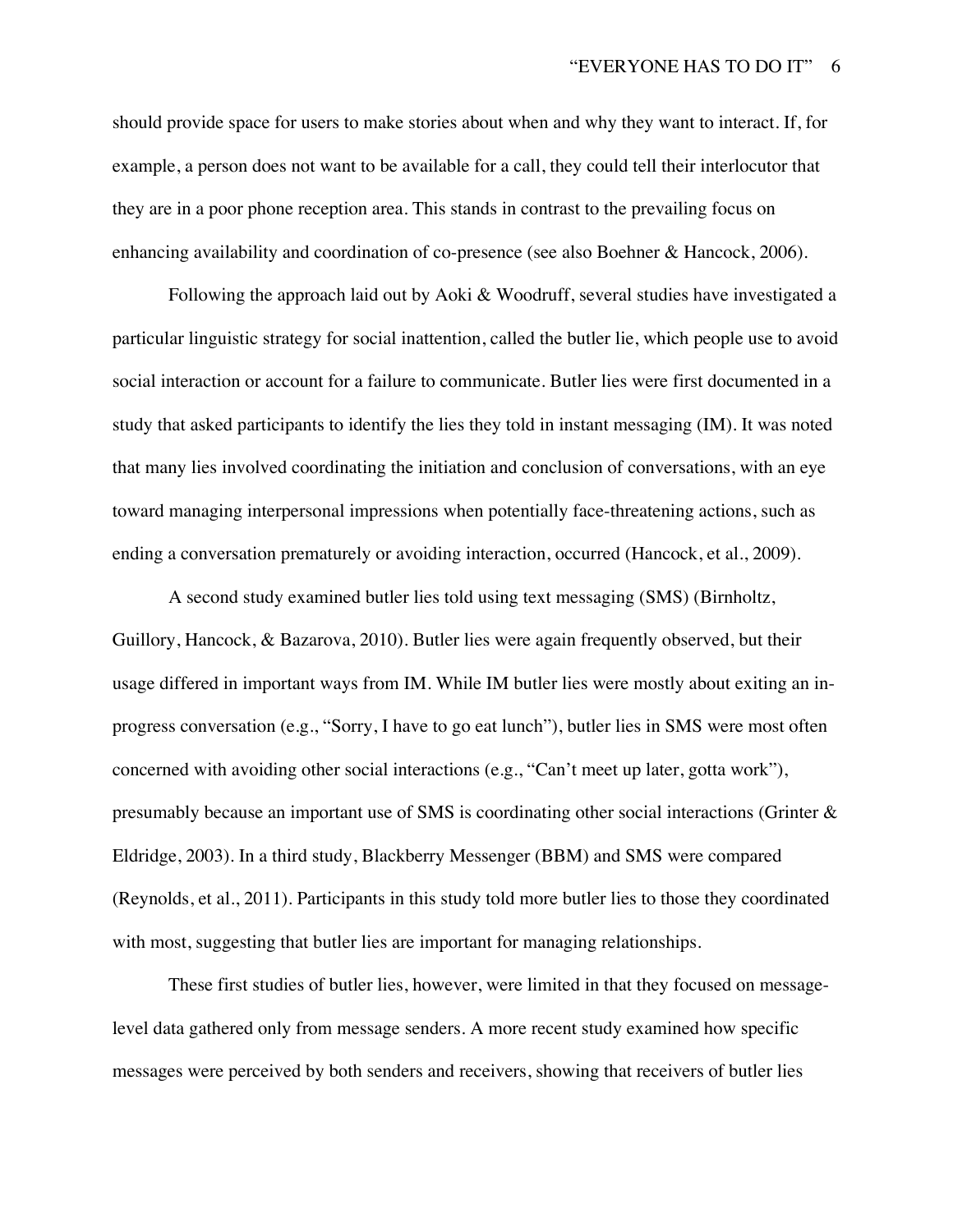should provide space for users to make stories about when and why they want to interact. If, for example, a person does not want to be available for a call, they could tell their interlocutor that they are in a poor phone reception area. This stands in contrast to the prevailing focus on enhancing availability and coordination of co-presence (see also Boehner & Hancock, 2006).

Following the approach laid out by Aoki & Woodruff, several studies have investigated a particular linguistic strategy for social inattention, called the butler lie, which people use to avoid social interaction or account for a failure to communicate. Butler lies were first documented in a study that asked participants to identify the lies they told in instant messaging (IM). It was noted that many lies involved coordinating the initiation and conclusion of conversations, with an eye toward managing interpersonal impressions when potentially face-threatening actions, such as ending a conversation prematurely or avoiding interaction, occurred (Hancock, et al., 2009).

A second study examined butler lies told using text messaging (SMS) (Birnholtz, Guillory, Hancock, & Bazarova, 2010). Butler lies were again frequently observed, but their usage differed in important ways from IM. While IM butler lies were mostly about exiting an in-progress conversation (e.g., "Sorry, I have to go eat lunch"), butler lies in SMS were most often concerned with avoiding other social interactions (e.g., "Can't meet up later, gotta work"), presumably because an important use of SMS is coordinating other social interactions (Grinter & Eldridge, 2003). In a third study, Blackberry Messenger (BBM) and SMS were compared (Reynolds, et al., 2011). Participants in this study told more butler lies to those they coordinated with most, suggesting that butler lies are important for managing relationships.

These first studies of butler lies, however, were limited in that they focused on message-level data gathered only from message senders. A more recent study examined how specific messages were perceived by both senders and receivers, showing that receivers of butler lies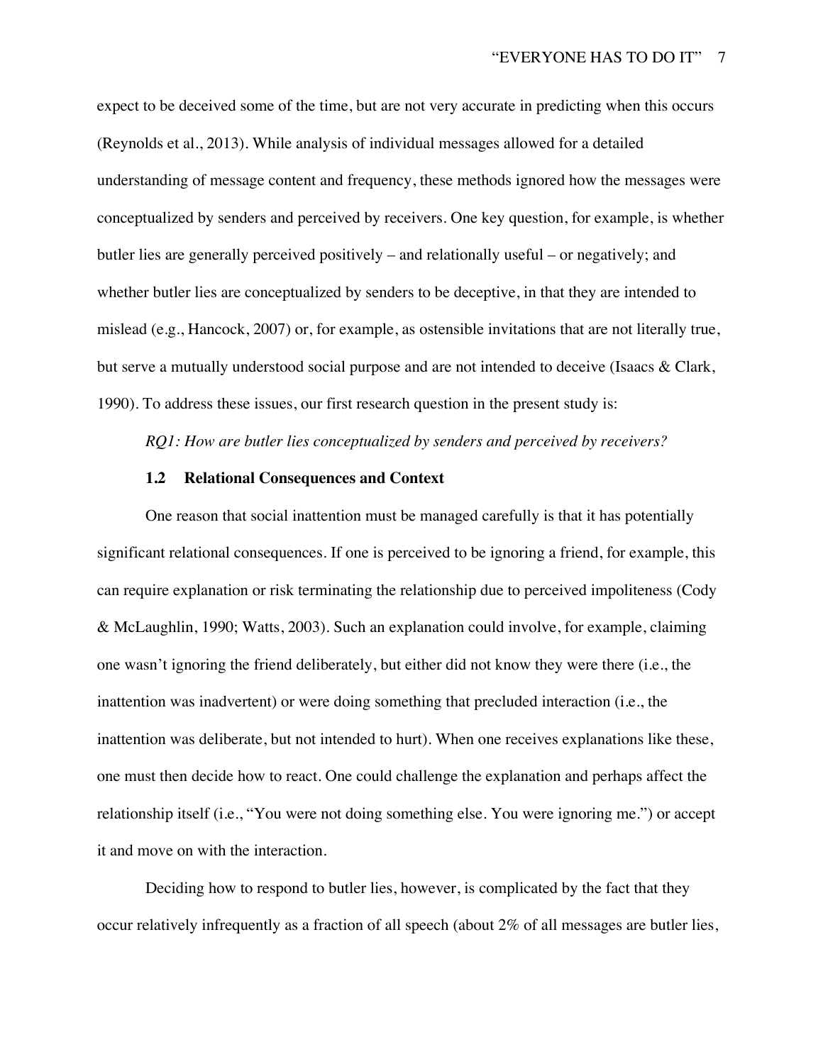expect to be deceived some of the time, but are not very accurate in predicting when this occurs (Reynolds et al., 2013). While analysis of individual messages allowed for a detailed understanding of message content and frequency, these methods ignored how the messages were conceptualized by senders and perceived by receivers. One key question, for example, is whether butler lies are generally perceived positively – and relationally useful – or negatively; and whether butler lies are conceptualized by senders to be deceptive, in that they are intended to mislead (e.g., Hancock, 2007) or, for example, as ostensible invitations that are not literally true, but serve a mutually understood social purpose and are not intended to deceive (Isaacs & Clark, 1990). To address these issues, our first research question in the present study is:

*RQ1: How are butler lies conceptualized by senders and perceived by receivers?*

### 1.2 Relational Consequences and Context

One reason that social inattention must be managed carefully is that it has potentially significant relational consequences. If one is perceived to be ignoring a friend, for example, this can require explanation or risk terminating the relationship due to perceived impoliteness (Cody & McLaughlin, 1990; Watts, 2003). Such an explanation could involve, for example, claiming one wasn't ignoring the friend deliberately, but either did not know they were there (i.e., the inattention was inadvertent) or were doing something that precluded interaction (i.e., the inattention was deliberate, but not intended to hurt). When one receives explanations like these, one must then decide how to react. One could challenge the explanation and perhaps affect the relationship itself (i.e., "You were not doing something else. You were ignoring me.") or accept it and move on with the interaction.

Deciding how to respond to butler lies, however, is complicated by the fact that they occur relatively infrequently as a fraction of all speech (about 2% of all messages are butler lies,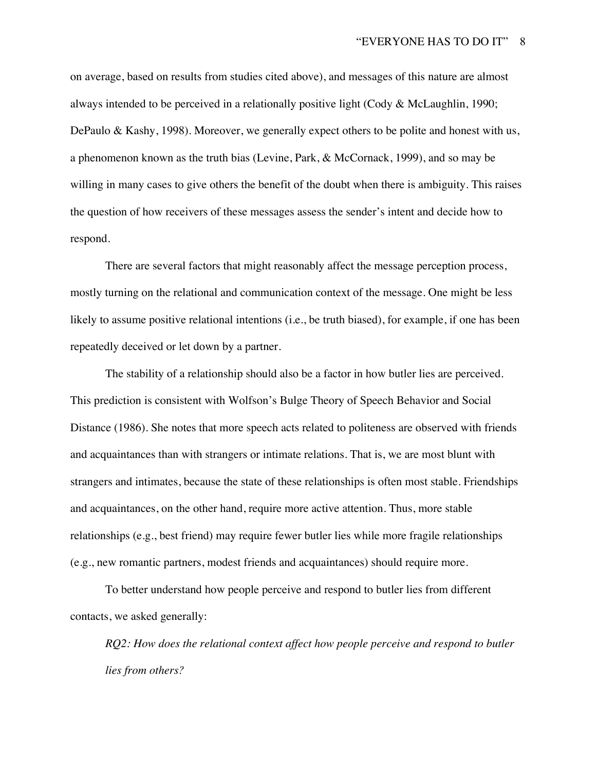on average, based on results from studies cited above), and messages of this nature are almost always intended to be perceived in a relationally positive light (Cody & McLaughlin, 1990; DePaulo & Kashy, 1998). Moreover, we generally expect others to be polite and honest with us, a phenomenon known as the truth bias (Levine, Park, & McCornack, 1999), and so may be willing in many cases to give others the benefit of the doubt when there is ambiguity. This raises the question of how receivers of these messages assess the sender's intent and decide how to respond.

There are several factors that might reasonably affect the message perception process, mostly turning on the relational and communication context of the message. One might be less likely to assume positive relational intentions (i.e., be truth biased), for example, if one has been repeatedly deceived or let down by a partner.

The stability of a relationship should also be a factor in how butler lies are perceived. This prediction is consistent with Wolfson's Bulge Theory of Speech Behavior and Social Distance (1986). She notes that more speech acts related to politeness are observed with friends and acquaintances than with strangers or intimate relations. That is, we are most blunt with strangers and intimates, because the state of these relationships is often most stable. Friendships and acquaintances, on the other hand, require more active attention. Thus, more stable relationships (e.g., best friend) may require fewer butler lies while more fragile relationships (e.g., new romantic partners, modest friends and acquaintances) should require more.

To better understand how people perceive and respond to butler lies from different contacts, we asked generally:

*RQ2: How does the relational context affect how people perceive and respond to butler lies from others?*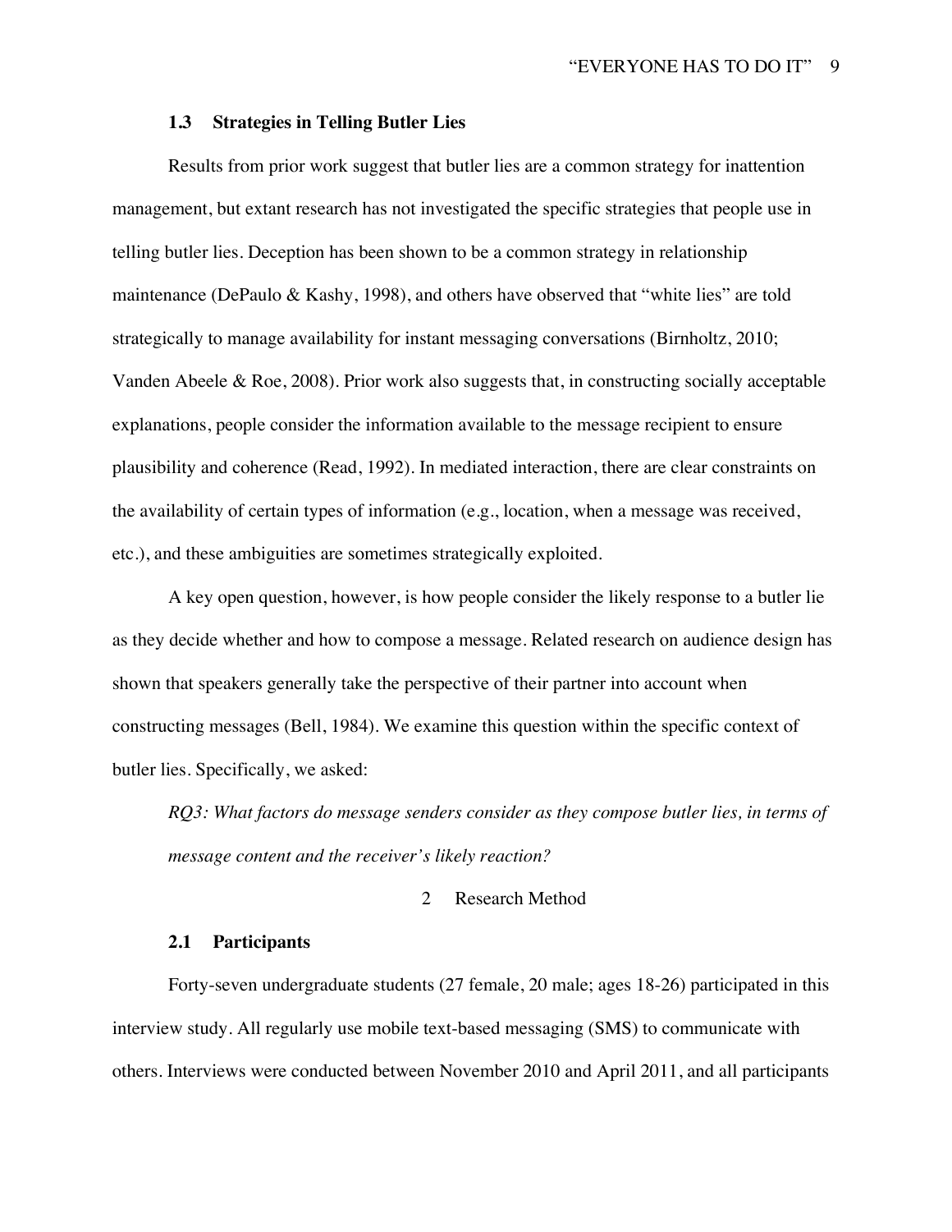### 1.3 Strategies in Telling Butler Lies

Results from prior work suggest that butler lies are a common strategy for inattention management, but extant research has not investigated the specific strategies that people use in telling butler lies. Deception has been shown to be a common strategy in relationship maintenance (DePaulo & Kashy, 1998), and others have observed that "white lies" are told strategically to manage availability for instant messaging conversations (Birnholtz, 2010; Vanden Abeele & Roe, 2008). Prior work also suggests that, in constructing socially acceptable explanations, people consider the information available to the message recipient to ensure plausibility and coherence (Read, 1992). In mediated interaction, there are clear constraints on the availability of certain types of information (e.g., location, when a message was received, etc.), and these ambiguities are sometimes strategically exploited.

A key open question, however, is how people consider the likely response to a butler lie as they decide whether and how to compose a message. Related research on audience design has shown that speakers generally take the perspective of their partner into account when constructing messages (Bell, 1984). We examine this question within the specific context of butler lies. Specifically, we asked:

*RQ3: What factors do message senders consider as they compose butler lies, in terms of message content and the receiver's likely reaction?*

## 2 Research Method

### 2.1 Participants

Forty-seven undergraduate students (27 female, 20 male; ages 18-26) participated in this interview study. All regularly use mobile text-based messaging (SMS) to communicate with others. Interviews were conducted between November 2010 and April 2011, and all participants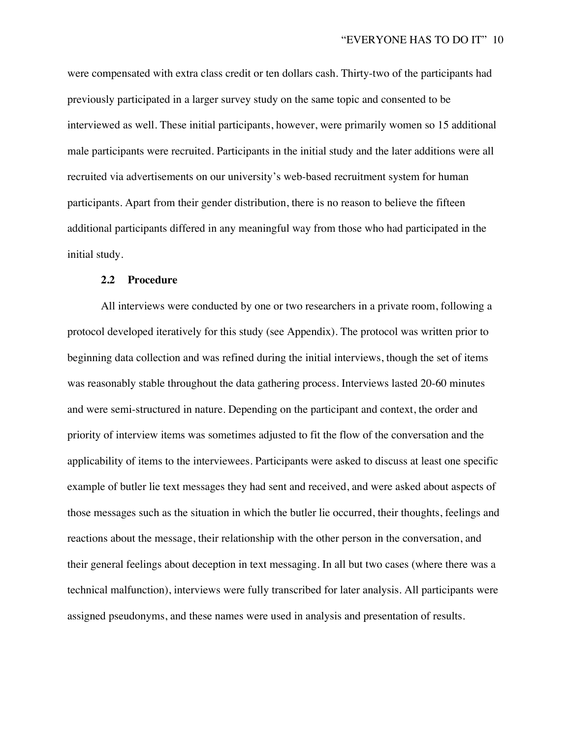were compensated with extra class credit or ten dollars cash. Thirty-two of the participants had previously participated in a larger survey study on the same topic and consented to be interviewed as well. These initial participants, however, were primarily women so 15 additional male participants were recruited. Participants in the initial study and the later additions were all recruited via advertisements on our university's web-based recruitment system for human participants. Apart from their gender distribution, there is no reason to believe the fifteen additional participants differed in any meaningful way from those who had participated in the initial study.

### 2.2 Procedure

All interviews were conducted by one or two researchers in a private room, following a protocol developed iteratively for this study (see Appendix). The protocol was written prior to beginning data collection and was refined during the initial interviews, though the set of items was reasonably stable throughout the data gathering process. Interviews lasted 20-60 minutes and were semi-structured in nature. Depending on the participant and context, the order and priority of interview items was sometimes adjusted to fit the flow of the conversation and the applicability of items to the interviewees. Participants were asked to discuss at least one specific example of butler lie text messages they had sent and received, and were asked about aspects of those messages such as the situation in which the butler lie occurred, their thoughts, feelings and reactions about the message, their relationship with the other person in the conversation, and their general feelings about deception in text messaging. In all but two cases (where there was a technical malfunction), interviews were fully transcribed for later analysis. All participants were assigned pseudonyms, and these names were used in analysis and presentation of results.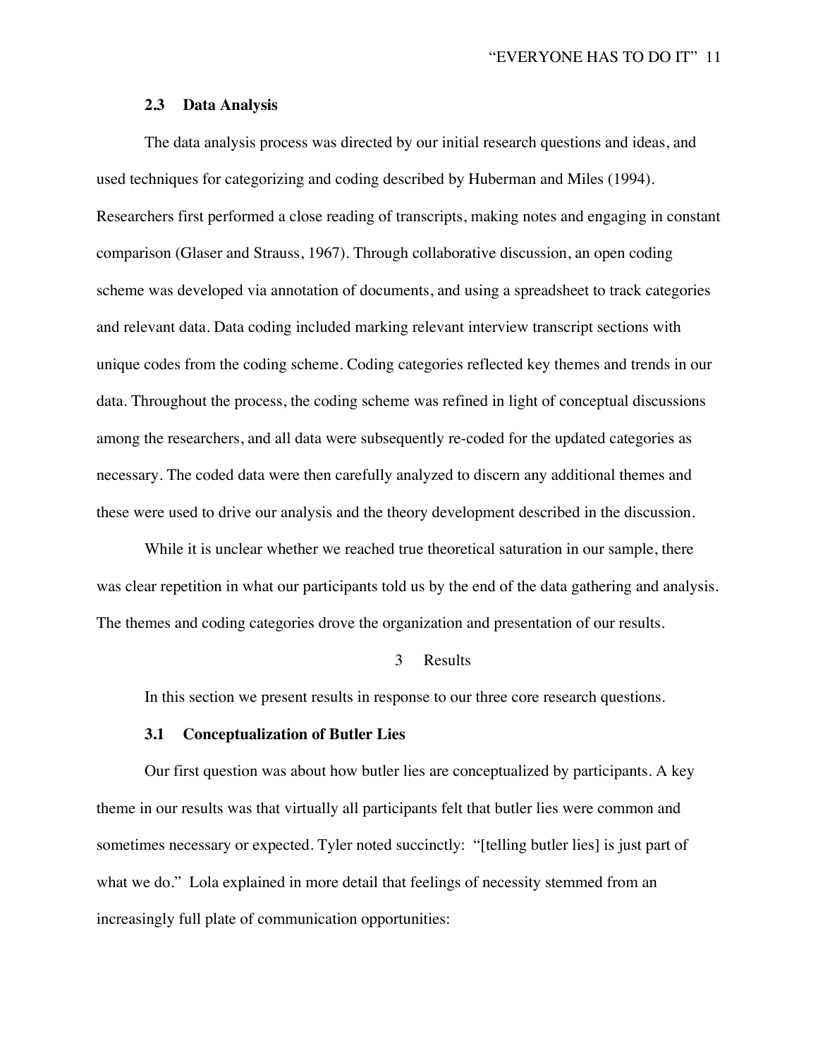### 2.3 Data Analysis

The data analysis process was directed by our initial research questions and ideas, and used techniques for categorizing and coding described by Huberman and Miles (1994). Researchers first performed a close reading of transcripts, making notes and engaging in constant comparison (Glaser and Strauss, 1967). Through collaborative discussion, an open coding scheme was developed via annotation of documents, and using a spreadsheet to track categories and relevant data. Data coding included marking relevant interview transcript sections with unique codes from the coding scheme. Coding categories reflected key themes and trends in our data. Throughout the process, the coding scheme was refined in light of conceptual discussions among the researchers, and all data were subsequently re-coded for the updated categories as necessary. The coded data were then carefully analyzed to discern any additional themes and these were used to drive our analysis and the theory development described in the discussion.

While it is unclear whether we reached true theoretical saturation in our sample, there was clear repetition in what our participants told us by the end of the data gathering and analysis. The themes and coding categories drove the organization and presentation of our results.

## 3 Results

In this section we present results in response to our three core research questions.

### 3.1 Conceptualization of Butler Lies

Our first question was about how butler lies are conceptualized by participants. A key theme in our results was that virtually all participants felt that butler lies were common and sometimes necessary or expected. Tyler noted succinctly: "[telling butler lies] is just part of what we do." Lola explained in more detail that feelings of necessity stemmed from an increasingly full plate of communication opportunities: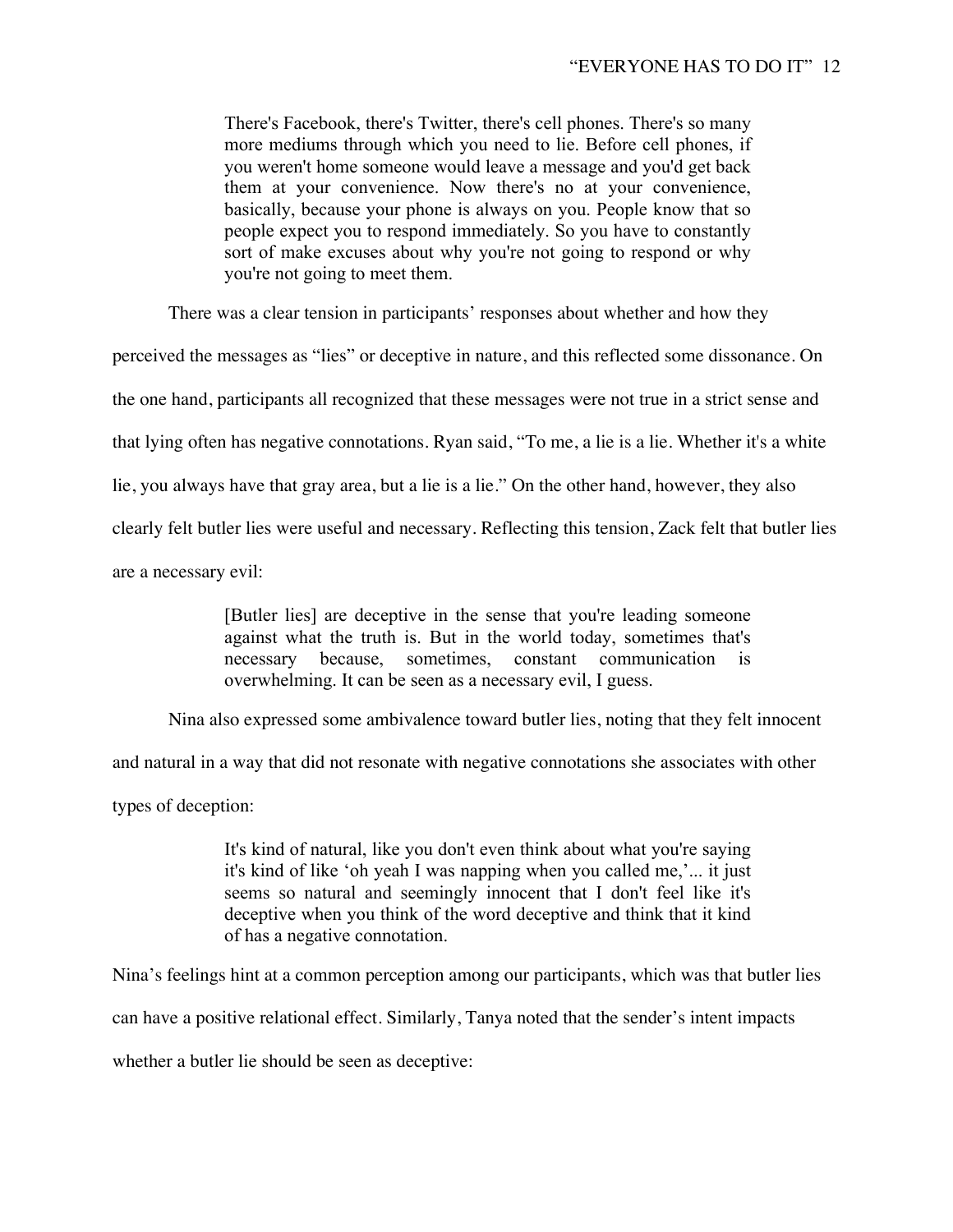> There's Facebook, there's Twitter, there's cell phones. There's so many more mediums through which you need to lie. Before cell phones, if you weren't home someone would leave a message and you'd get back them at your convenience. Now there's no at your convenience, basically, because your phone is always on you. People know that so people expect you to respond immediately. So you have to constantly sort of make excuses about why you're not going to respond or why you're not going to meet them.

There was a clear tension in participants' responses about whether and how they perceived the messages as "lies" or deceptive in nature, and this reflected some dissonance. On the one hand, participants all recognized that these messages were not true in a strict sense and that lying often has negative connotations. Ryan said, "To me, a lie is a lie. Whether it's a white lie, you always have that gray area, but a lie is a lie." On the other hand, however, they also clearly felt butler lies were useful and necessary. Reflecting this tension, Zack felt that butler lies are a necessary evil:

> [Butler lies] are deceptive in the sense that you're leading someone against what the truth is. But in the world today, sometimes that's necessary because, sometimes, constant communication is overwhelming. It can be seen as a necessary evil, I guess.

Nina also expressed some ambivalence toward butler lies, noting that they felt innocent and natural in a way that did not resonate with negative connotations she associates with other types of deception:

> It's kind of natural, like you don't even think about what you're saying it's kind of like 'oh yeah I was napping when you called me,'... it just seems so natural and seemingly innocent that I don't feel like it's deceptive when you think of the word deceptive and think that it kind of has a negative connotation.

Nina's feelings hint at a common perception among our participants, which was that butler lies can have a positive relational effect. Similarly, Tanya noted that the sender's intent impacts whether a butler lie should be seen as deceptive: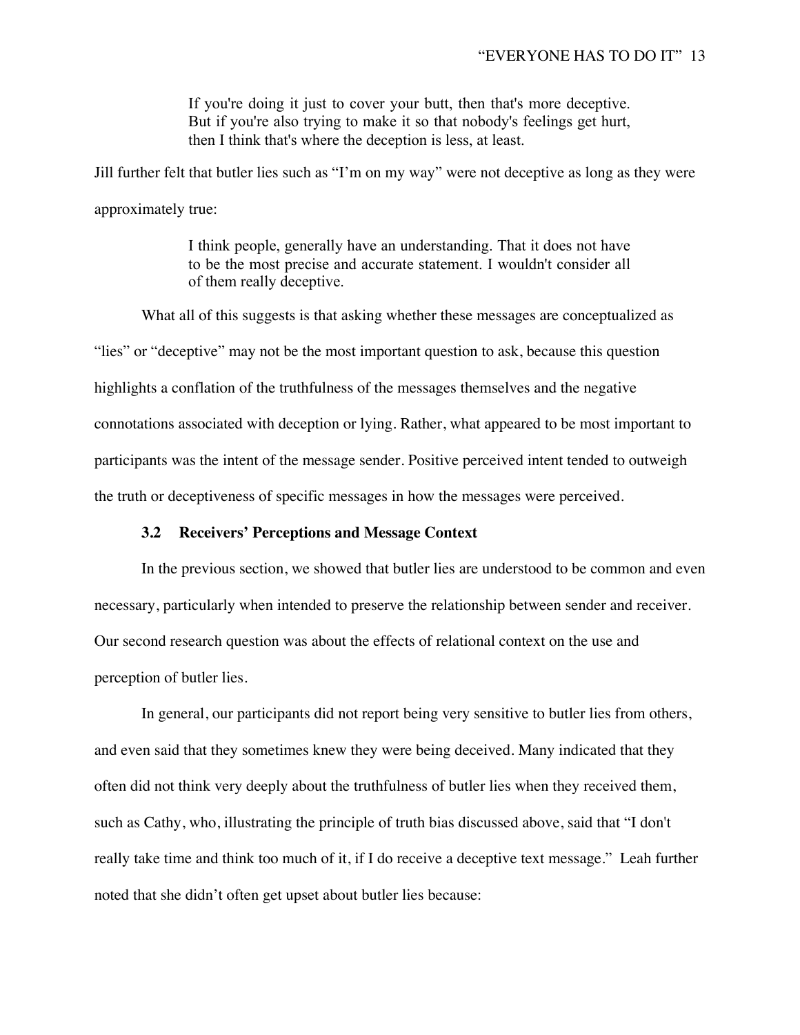> If you're doing it just to cover your butt, then that's more deceptive. But if you're also trying to make it so that nobody's feelings get hurt, then I think that's where the deception is less, at least.

Jill further felt that butler lies such as "I'm on my way" were not deceptive as long as they were approximately true:

> I think people, generally have an understanding. That it does not have to be the most precise and accurate statement. I wouldn't consider all of them really deceptive.

What all of this suggests is that asking whether these messages are conceptualized as "lies" or "deceptive" may not be the most important question to ask, because this question highlights a conflation of the truthfulness of the messages themselves and the negative connotations associated with deception or lying. Rather, what appeared to be most important to participants was the intent of the message sender. Positive perceived intent tended to outweigh the truth or deceptiveness of specific messages in how the messages were perceived.

### 3.2 Receivers' Perceptions and Message Context

In the previous section, we showed that butler lies are understood to be common and even necessary, particularly when intended to preserve the relationship between sender and receiver. Our second research question was about the effects of relational context on the use and perception of butler lies.

In general, our participants did not report being very sensitive to butler lies from others, and even said that they sometimes knew they were being deceived. Many indicated that they often did not think very deeply about the truthfulness of butler lies when they received them, such as Cathy, who, illustrating the principle of truth bias discussed above, said that "I don't really take time and think too much of it, if I do receive a deceptive text message." Leah further noted that she didn't often get upset about butler lies because: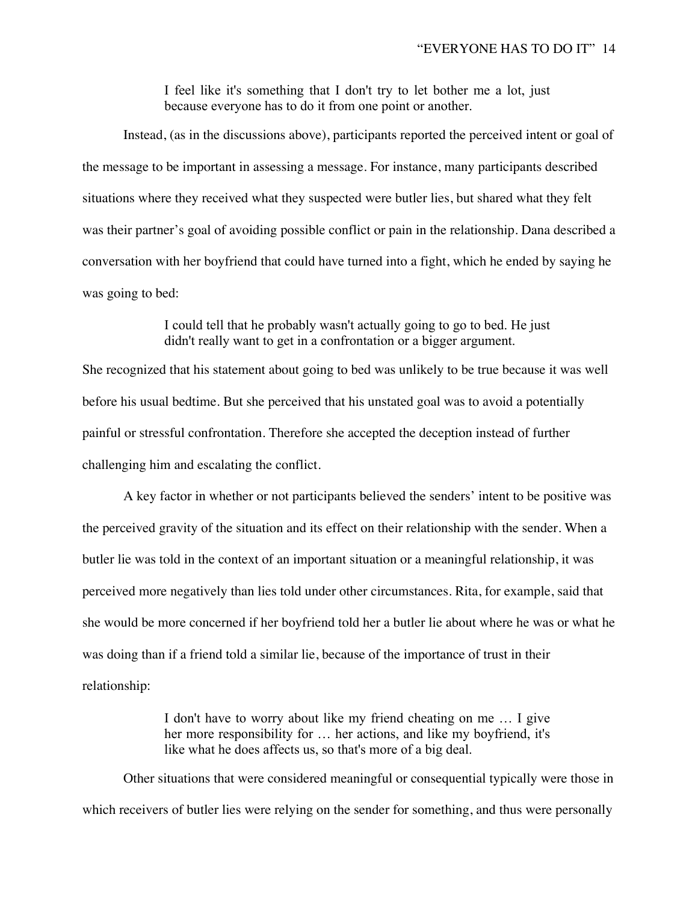> I feel like it's something that I don't try to let bother me a lot, just because everyone has to do it from one point or another.

Instead, (as in the discussions above), participants reported the perceived intent or goal of the message to be important in assessing a message. For instance, many participants described situations where they received what they suspected were butler lies, but shared what they felt was their partner's goal of avoiding possible conflict or pain in the relationship. Dana described a conversation with her boyfriend that could have turned into a fight, which he ended by saying he was going to bed:

> I could tell that he probably wasn't actually going to go to bed. He just didn't really want to get in a confrontation or a bigger argument.

She recognized that his statement about going to bed was unlikely to be true because it was well before his usual bedtime. But she perceived that his unstated goal was to avoid a potentially painful or stressful confrontation. Therefore she accepted the deception instead of further challenging him and escalating the conflict.

A key factor in whether or not participants believed the senders' intent to be positive was the perceived gravity of the situation and its effect on their relationship with the sender. When a butler lie was told in the context of an important situation or a meaningful relationship, it was perceived more negatively than lies told under other circumstances. Rita, for example, said that she would be more concerned if her boyfriend told her a butler lie about where he was or what he was doing than if a friend told a similar lie, because of the importance of trust in their relationship:

> I don't have to worry about like my friend cheating on me … I give her more responsibility for … her actions, and like my boyfriend, it's like what he does affects us, so that's more of a big deal.

Other situations that were considered meaningful or consequential typically were those in which receivers of butler lies were relying on the sender for something, and thus were personally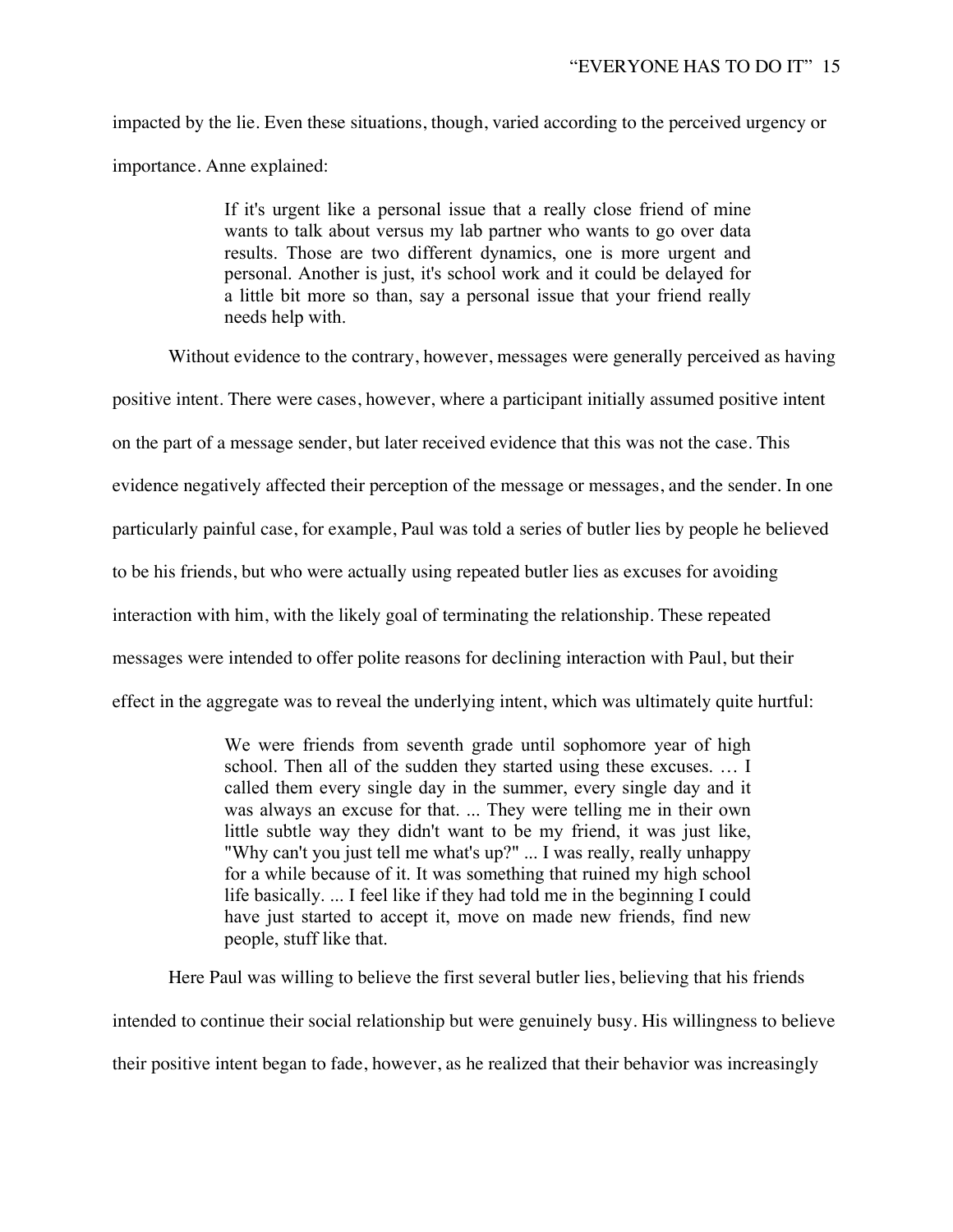impacted by the lie. Even these situations, though, varied according to the perceived urgency or importance. Anne explained:

> If it's urgent like a personal issue that a really close friend of mine wants to talk about versus my lab partner who wants to go over data results. Those are two different dynamics, one is more urgent and personal. Another is just, it's school work and it could be delayed for a little bit more so than, say a personal issue that your friend really needs help with.

Without evidence to the contrary, however, messages were generally perceived as having positive intent. There were cases, however, where a participant initially assumed positive intent on the part of a message sender, but later received evidence that this was not the case. This evidence negatively affected their perception of the message or messages, and the sender. In one particularly painful case, for example, Paul was told a series of butler lies by people he believed to be his friends, but who were actually using repeated butler lies as excuses for avoiding interaction with him, with the likely goal of terminating the relationship. These repeated messages were intended to offer polite reasons for declining interaction with Paul, but their effect in the aggregate was to reveal the underlying intent, which was ultimately quite hurtful:

> We were friends from seventh grade until sophomore year of high school. Then all of the sudden they started using these excuses. … I called them every single day in the summer, every single day and it was always an excuse for that. ... They were telling me in their own little subtle way they didn't want to be my friend, it was just like, "Why can't you just tell me what's up?" ... I was really, really unhappy for a while because of it. It was something that ruined my high school life basically. ... I feel like if they had told me in the beginning I could have just started to accept it, move on made new friends, find new people, stuff like that.

Here Paul was willing to believe the first several butler lies, believing that his friends intended to continue their social relationship but were genuinely busy. His willingness to believe their positive intent began to fade, however, as he realized that their behavior was increasingly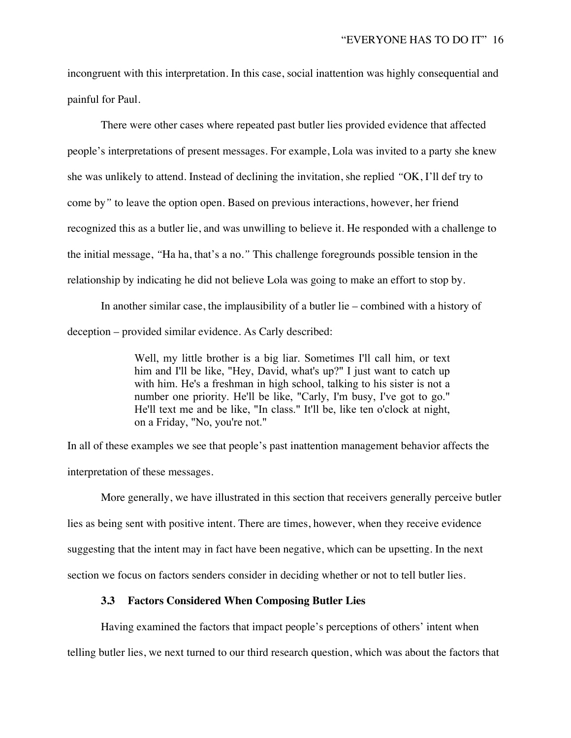incongruent with this interpretation. In this case, social inattention was highly consequential and painful for Paul.

There were other cases where repeated past butler lies provided evidence that affected people's interpretations of present messages. For example, Lola was invited to a party she knew she was unlikely to attend. Instead of declining the invitation, she replied *"OK, I'll def try to come by"* to leave the option open. Based on previous interactions, however, her friend recognized this as a butler lie, and was unwilling to believe it. He responded with a challenge to the initial message, *"Ha ha, that's a no."* This challenge foregrounds possible tension in the relationship by indicating he did not believe Lola was going to make an effort to stop by.

In another similar case, the implausibility of a butler lie – combined with a history of deception – provided similar evidence. As Carly described:

> Well, my little brother is a big liar. Sometimes I'll call him, or text him and I'll be like, "Hey, David, what's up?" I just want to catch up with him. He's a freshman in high school, talking to his sister is not a number one priority. He'll be like, "Carly, I'm busy, I've got to go." He'll text me and be like, "In class." It'll be, like ten o'clock at night, on a Friday, "No, you're not."

In all of these examples we see that people's past inattention management behavior affects the interpretation of these messages.

More generally, we have illustrated in this section that receivers generally perceive butler lies as being sent with positive intent. There are times, however, when they receive evidence suggesting that the intent may in fact have been negative, which can be upsetting. In the next section we focus on factors senders consider in deciding whether or not to tell butler lies.

### 3.3 Factors Considered When Composing Butler Lies

Having examined the factors that impact people's perceptions of others' intent when telling butler lies, we next turned to our third research question, which was about the factors that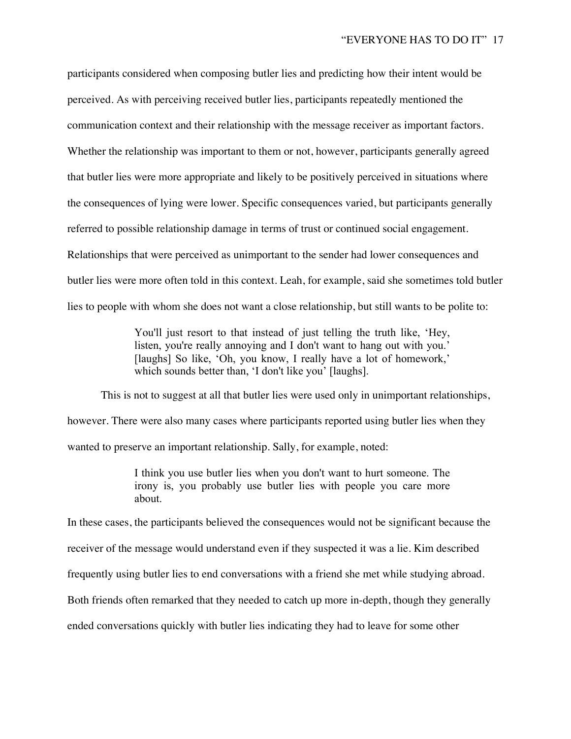participants considered when composing butler lies and predicting how their intent would be perceived. As with perceiving received butler lies, participants repeatedly mentioned the communication context and their relationship with the message receiver as important factors. Whether the relationship was important to them or not, however, participants generally agreed that butler lies were more appropriate and likely to be positively perceived in situations where the consequences of lying were lower. Specific consequences varied, but participants generally referred to possible relationship damage in terms of trust or continued social engagement. Relationships that were perceived as unimportant to the sender had lower consequences and butler lies were more often told in this context. Leah, for example, said she sometimes told butler lies to people with whom she does not want a close relationship, but still wants to be polite to:

> You'll just resort to that instead of just telling the truth like, 'Hey, listen, you're really annoying and I don't want to hang out with you.' [laughs] So like, 'Oh, you know, I really have a lot of homework,' which sounds better than, 'I don't like you' [laughs].

This is not to suggest at all that butler lies were used only in unimportant relationships, however. There were also many cases where participants reported using butler lies when they wanted to preserve an important relationship. Sally, for example, noted:

> I think you use butler lies when you don't want to hurt someone. The irony is, you probably use butler lies with people you care more about.

In these cases, the participants believed the consequences would not be significant because the receiver of the message would understand even if they suspected it was a lie. Kim described frequently using butler lies to end conversations with a friend she met while studying abroad. Both friends often remarked that they needed to catch up more in-depth, though they generally ended conversations quickly with butler lies indicating they had to leave for some other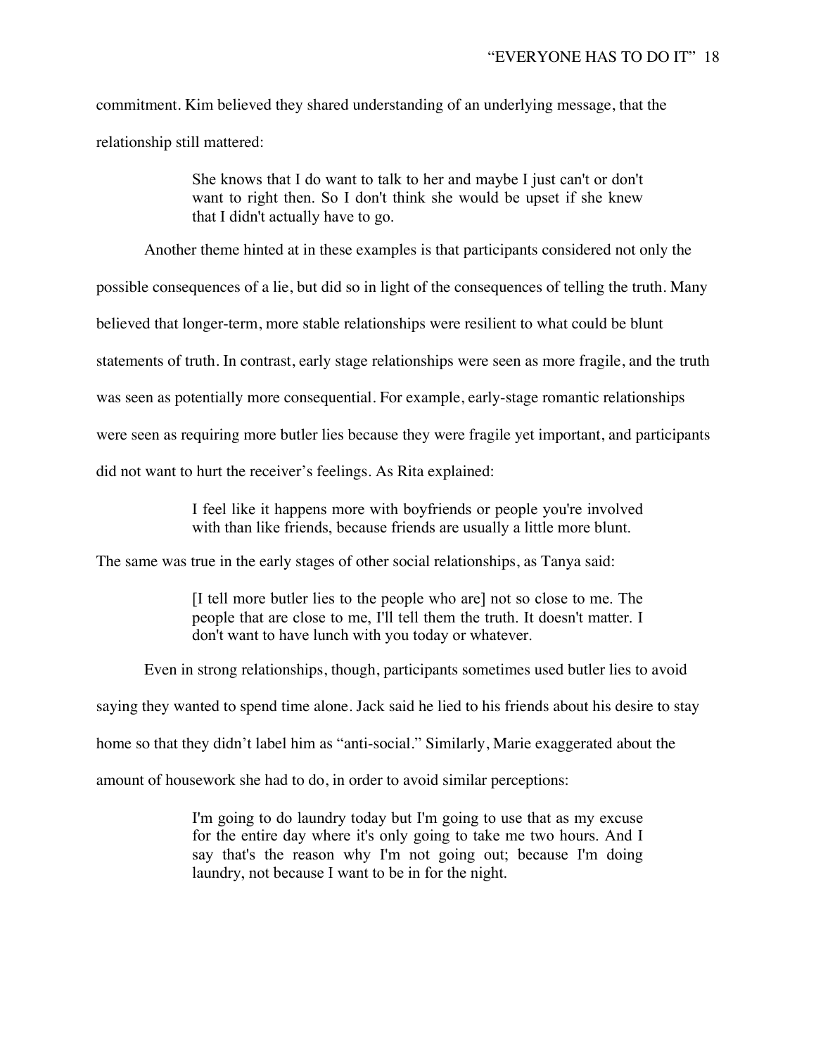commitment. Kim believed they shared understanding of an underlying message, that the relationship still mattered:

> She knows that I do want to talk to her and maybe I just can't or don't want to right then. So I don't think she would be upset if she knew that I didn't actually have to go.

Another theme hinted at in these examples is that participants considered not only the possible consequences of a lie, but did so in light of the consequences of telling the truth. Many believed that longer-term, more stable relationships were resilient to what could be blunt statements of truth. In contrast, early stage relationships were seen as more fragile, and the truth was seen as potentially more consequential. For example, early-stage romantic relationships were seen as requiring more butler lies because they were fragile yet important, and participants did not want to hurt the receiver's feelings. As Rita explained:

> I feel like it happens more with boyfriends or people you're involved with than like friends, because friends are usually a little more blunt.

The same was true in the early stages of other social relationships, as Tanya said:

> [I tell more butler lies to the people who are] not so close to me. The people that are close to me, I'll tell them the truth. It doesn't matter. I don't want to have lunch with you today or whatever.

Even in strong relationships, though, participants sometimes used butler lies to avoid saying they wanted to spend time alone. Jack said he lied to his friends about his desire to stay home so that they didn't label him as "anti-social." Similarly, Marie exaggerated about the amount of housework she had to do, in order to avoid similar perceptions:

> I'm going to do laundry today but I'm going to use that as my excuse for the entire day where it's only going to take me two hours. And I say that's the reason why I'm not going out; because I'm doing laundry, not because I want to be in for the night.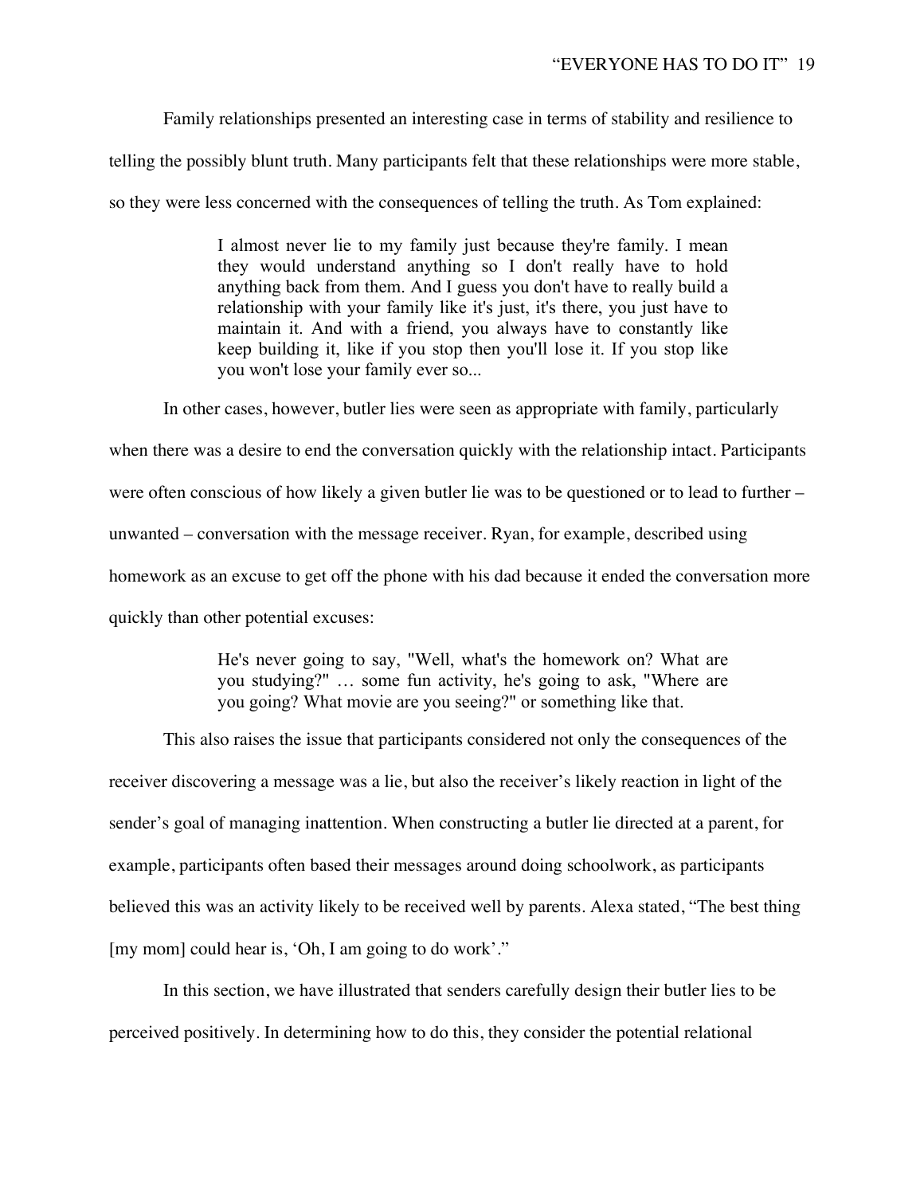Family relationships presented an interesting case in terms of stability and resilience to telling the possibly blunt truth. Many participants felt that these relationships were more stable, so they were less concerned with the consequences of telling the truth. As Tom explained:

> I almost never lie to my family just because they're family. I mean they would understand anything so I don't really have to hold anything back from them. And I guess you don't have to really build a relationship with your family like it's just, it's there, you just have to maintain it. And with a friend, you always have to constantly like keep building it, like if you stop then you'll lose it. If you stop like you won't lose your family ever so...

In other cases, however, butler lies were seen as appropriate with family, particularly when there was a desire to end the conversation quickly with the relationship intact. Participants were often conscious of how likely a given butler lie was to be questioned or to lead to further – unwanted – conversation with the message receiver. Ryan, for example, described using homework as an excuse to get off the phone with his dad because it ended the conversation more quickly than other potential excuses:

> He's never going to say, "Well, what's the homework on? What are you studying?" … some fun activity, he's going to ask, "Where are you going? What movie are you seeing?" or something like that.

This also raises the issue that participants considered not only the consequences of the receiver discovering a message was a lie, but also the receiver's likely reaction in light of the sender's goal of managing inattention. When constructing a butler lie directed at a parent, for example, participants often based their messages around doing schoolwork, as participants believed this was an activity likely to be received well by parents. Alexa stated, "The best thing [my mom] could hear is, 'Oh, I am going to do work'."

In this section, we have illustrated that senders carefully design their butler lies to be perceived positively. In determining how to do this, they consider the potential relational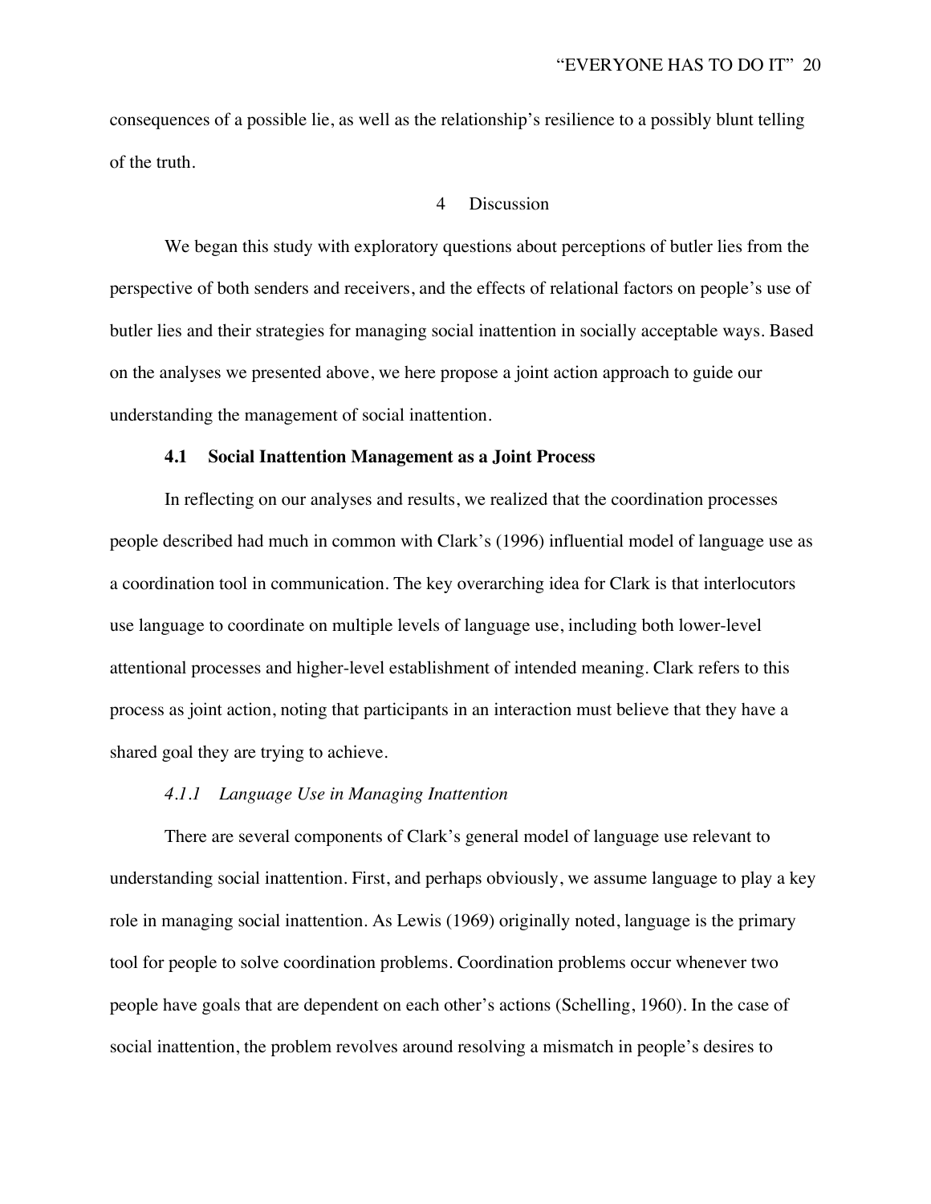consequences of a possible lie, as well as the relationship's resilience to a possibly blunt telling of the truth.

# 4 Discussion

We began this study with exploratory questions about perceptions of butler lies from the perspective of both senders and receivers, and the effects of relational factors on people's use of butler lies and their strategies for managing social inattention in socially acceptable ways. Based on the analyses we presented above, we here propose a joint action approach to guide our understanding the management of social inattention.

## 4.1 Social Inattention Management as a Joint Process

In reflecting on our analyses and results, we realized that the coordination processes people described had much in common with Clark's (1996) influential model of language use as a coordination tool in communication. The key overarching idea for Clark is that interlocutors use language to coordinate on multiple levels of language use, including both lower-level attentional processes and higher-level establishment of intended meaning. Clark refers to this process as joint action, noting that participants in an interaction must believe that they have a shared goal they are trying to achieve.

### *4.1.1 Language Use in Managing Inattention*

There are several components of Clark's general model of language use relevant to understanding social inattention. First, and perhaps obviously, we assume language to play a key role in managing social inattention. As Lewis (1969) originally noted, language is the primary tool for people to solve coordination problems. Coordination problems occur whenever two people have goals that are dependent on each other's actions (Schelling, 1960). In the case of social inattention, the problem revolves around resolving a mismatch in people's desires to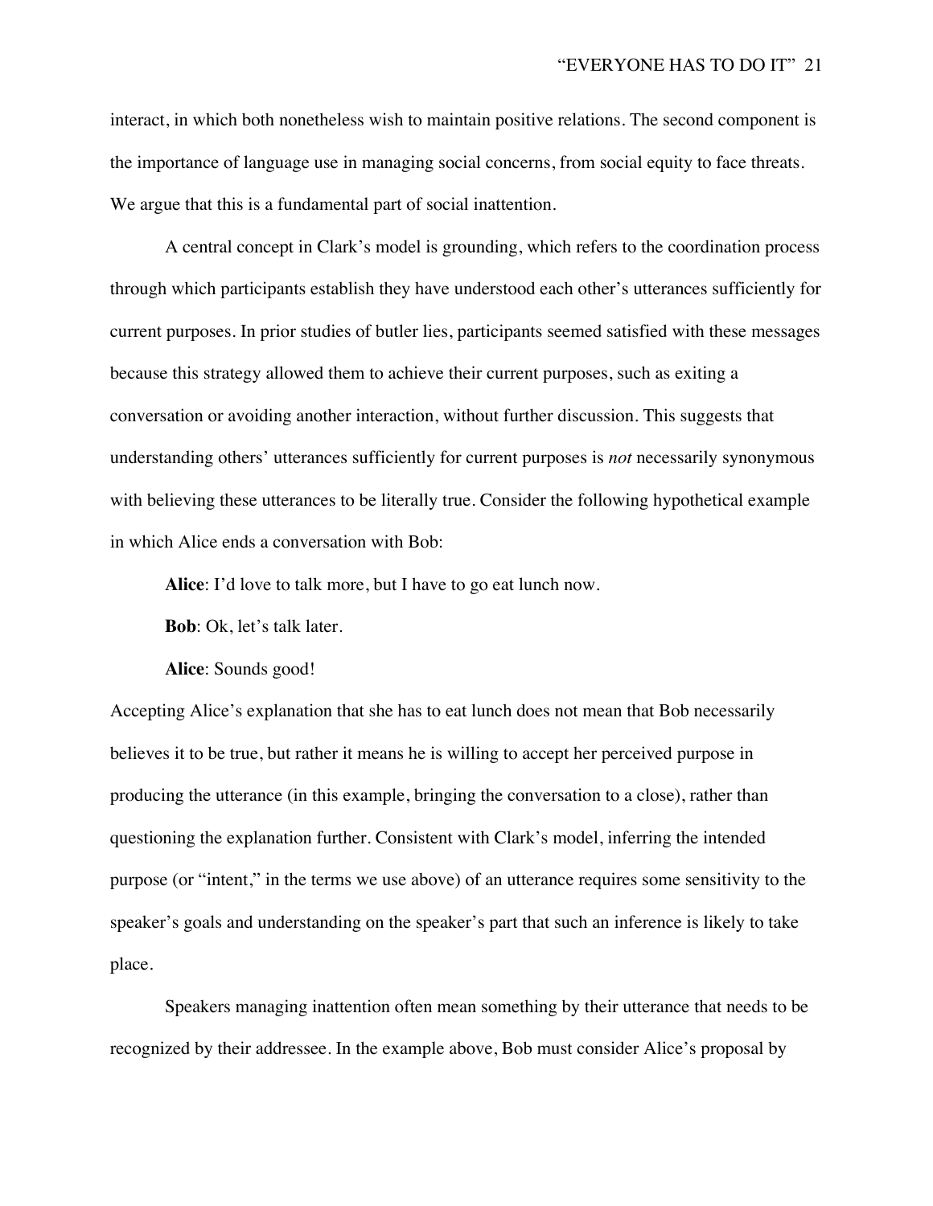interact, in which both nonetheless wish to maintain positive relations. The second component is the importance of language use in managing social concerns, from social equity to face threats. We argue that this is a fundamental part of social inattention.

A central concept in Clark's model is grounding, which refers to the coordination process through which participants establish they have understood each other's utterances sufficiently for current purposes. In prior studies of butler lies, participants seemed satisfied with these messages because this strategy allowed them to achieve their current purposes, such as exiting a conversation or avoiding another interaction, without further discussion. This suggests that understanding others' utterances sufficiently for current purposes is *not* necessarily synonymous with believing these utterances to be literally true. Consider the following hypothetical example in which Alice ends a conversation with Bob:

**Alice**: I'd love to talk more, but I have to go eat lunch now.

**Bob**: Ok, let's talk later.

**Alice**: Sounds good!

Accepting Alice's explanation that she has to eat lunch does not mean that Bob necessarily believes it to be true, but rather it means he is willing to accept her perceived purpose in producing the utterance (in this example, bringing the conversation to a close), rather than questioning the explanation further. Consistent with Clark's model, inferring the intended purpose (or "intent," in the terms we use above) of an utterance requires some sensitivity to the speaker's goals and understanding on the speaker's part that such an inference is likely to take place.

Speakers managing inattention often mean something by their utterance that needs to be recognized by their addressee. In the example above, Bob must consider Alice's proposal by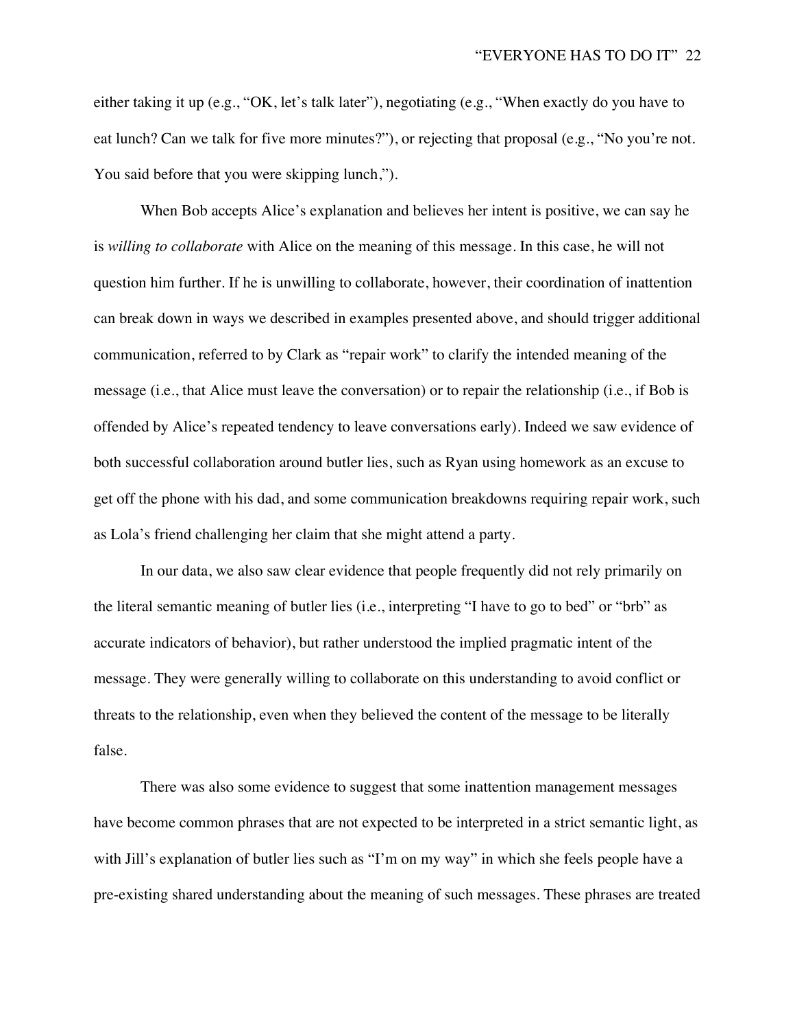either taking it up (e.g., "OK, let's talk later"), negotiating (e.g., "When exactly do you have to eat lunch? Can we talk for five more minutes?"), or rejecting that proposal (e.g., "No you're not. You said before that you were skipping lunch,").

When Bob accepts Alice's explanation and believes her intent is positive, we can say he is *willing to collaborate* with Alice on the meaning of this message. In this case, he will not question him further. If he is unwilling to collaborate, however, their coordination of inattention can break down in ways we described in examples presented above, and should trigger additional communication, referred to by Clark as "repair work" to clarify the intended meaning of the message (i.e., that Alice must leave the conversation) or to repair the relationship (i.e., if Bob is offended by Alice's repeated tendency to leave conversations early). Indeed we saw evidence of both successful collaboration around butler lies, such as Ryan using homework as an excuse to get off the phone with his dad, and some communication breakdowns requiring repair work, such as Lola's friend challenging her claim that she might attend a party.

In our data, we also saw clear evidence that people frequently did not rely primarily on the literal semantic meaning of butler lies (i.e., interpreting "I have to go to bed" or "brb" as accurate indicators of behavior), but rather understood the implied pragmatic intent of the message. They were generally willing to collaborate on this understanding to avoid conflict or threats to the relationship, even when they believed the content of the message to be literally false.

There was also some evidence to suggest that some inattention management messages have become common phrases that are not expected to be interpreted in a strict semantic light, as with Jill's explanation of butler lies such as "I'm on my way" in which she feels people have a pre-existing shared understanding about the meaning of such messages. These phrases are treated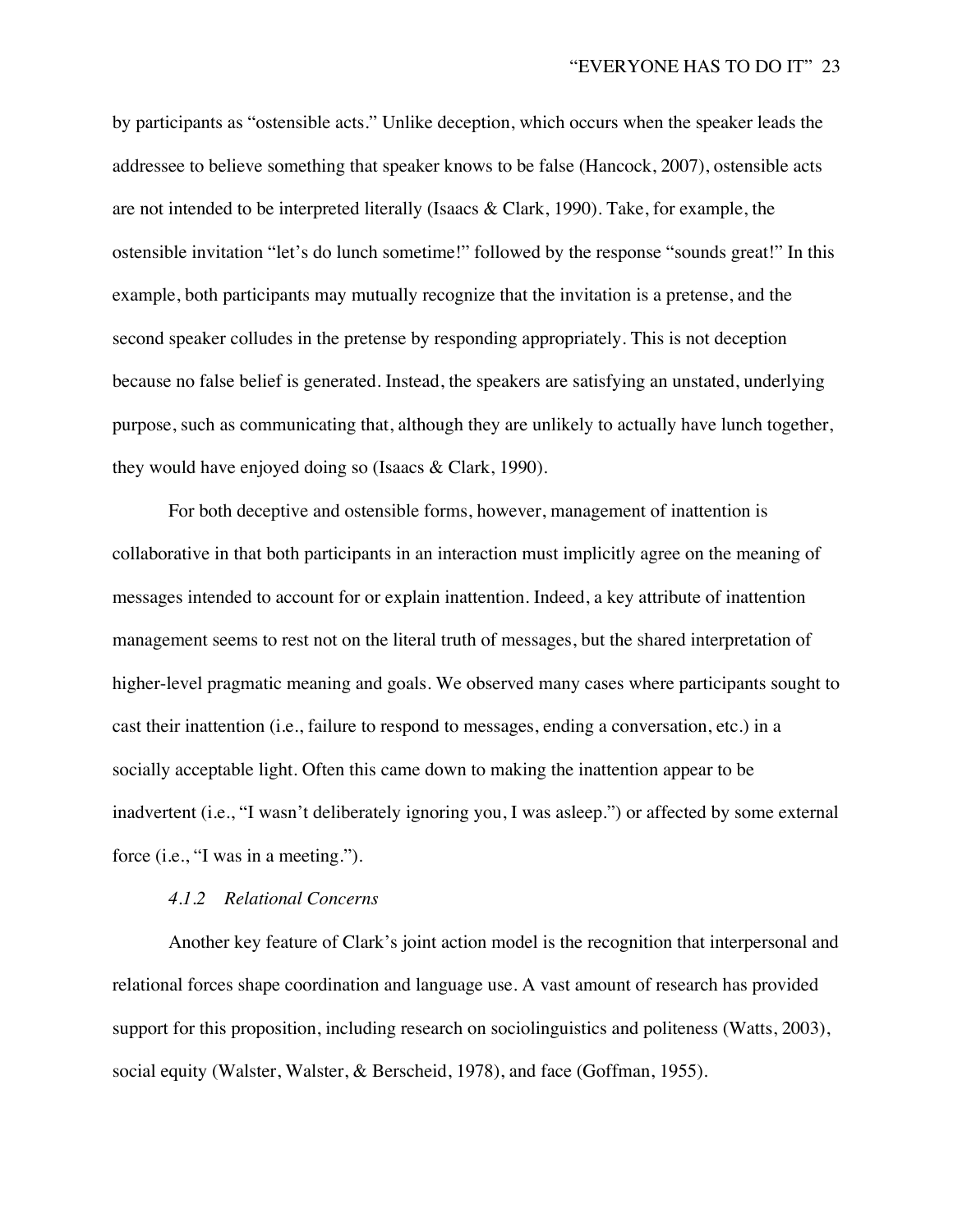by participants as "ostensible acts." Unlike deception, which occurs when the speaker leads the addressee to believe something that speaker knows to be false (Hancock, 2007), ostensible acts are not intended to be interpreted literally (Isaacs & Clark, 1990). Take, for example, the ostensible invitation "let's do lunch sometime!" followed by the response "sounds great!" In this example, both participants may mutually recognize that the invitation is a pretense, and the second speaker colludes in the pretense by responding appropriately. This is not deception because no false belief is generated. Instead, the speakers are satisfying an unstated, underlying purpose, such as communicating that, although they are unlikely to actually have lunch together, they would have enjoyed doing so (Isaacs & Clark, 1990).

For both deceptive and ostensible forms, however, management of inattention is collaborative in that both participants in an interaction must implicitly agree on the meaning of messages intended to account for or explain inattention. Indeed, a key attribute of inattention management seems to rest not on the literal truth of messages, but the shared interpretation of higher-level pragmatic meaning and goals. We observed many cases where participants sought to cast their inattention (i.e., failure to respond to messages, ending a conversation, etc.) in a socially acceptable light. Often this came down to making the inattention appear to be inadvertent (i.e., "I wasn't deliberately ignoring you, I was asleep.") or affected by some external force (i.e., "I was in a meeting.").

#### *4.1.2 Relational Concerns*

Another key feature of Clark's joint action model is the recognition that interpersonal and relational forces shape coordination and language use. A vast amount of research has provided support for this proposition, including research on sociolinguistics and politeness (Watts, 2003), social equity (Walster, Walster, & Berscheid, 1978), and face (Goffman, 1955).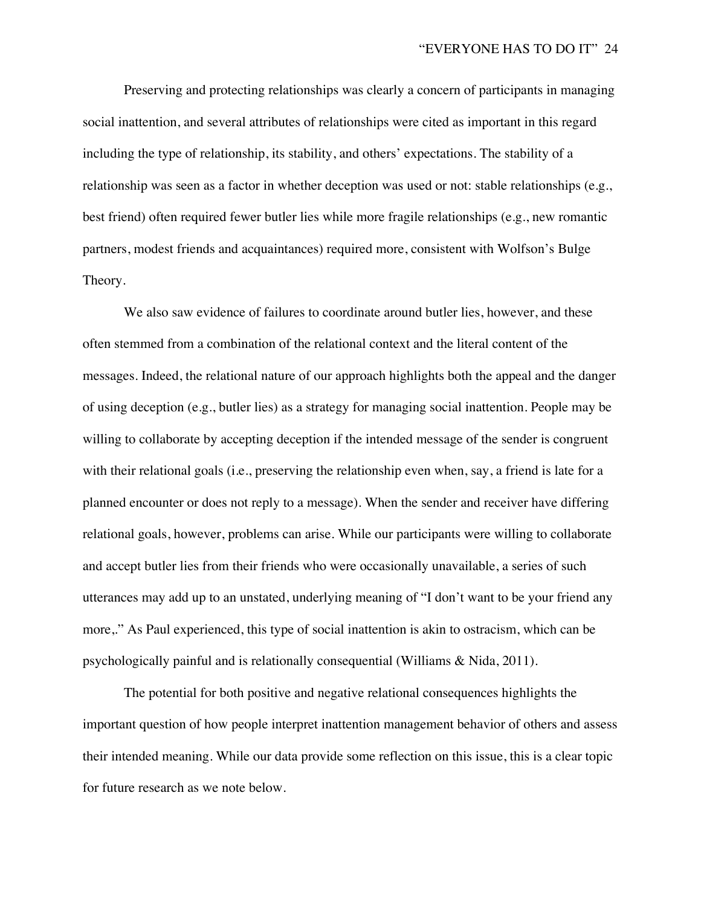Preserving and protecting relationships was clearly a concern of participants in managing social inattention, and several attributes of relationships were cited as important in this regard including the type of relationship, its stability, and others' expectations. The stability of a relationship was seen as a factor in whether deception was used or not: stable relationships (e.g., best friend) often required fewer butler lies while more fragile relationships (e.g., new romantic partners, modest friends and acquaintances) required more, consistent with Wolfson's Bulge Theory.

We also saw evidence of failures to coordinate around butler lies, however, and these often stemmed from a combination of the relational context and the literal content of the messages. Indeed, the relational nature of our approach highlights both the appeal and the danger of using deception (e.g., butler lies) as a strategy for managing social inattention. People may be willing to collaborate by accepting deception if the intended message of the sender is congruent with their relational goals (i.e., preserving the relationship even when, say, a friend is late for a planned encounter or does not reply to a message). When the sender and receiver have differing relational goals, however, problems can arise. While our participants were willing to collaborate and accept butler lies from their friends who were occasionally unavailable, a series of such utterances may add up to an unstated, underlying meaning of "I don't want to be your friend any more,." As Paul experienced, this type of social inattention is akin to ostracism, which can be psychologically painful and is relationally consequential (Williams & Nida, 2011).

The potential for both positive and negative relational consequences highlights the important question of how people interpret inattention management behavior of others and assess their intended meaning. While our data provide some reflection on this issue, this is a clear topic for future research as we note below.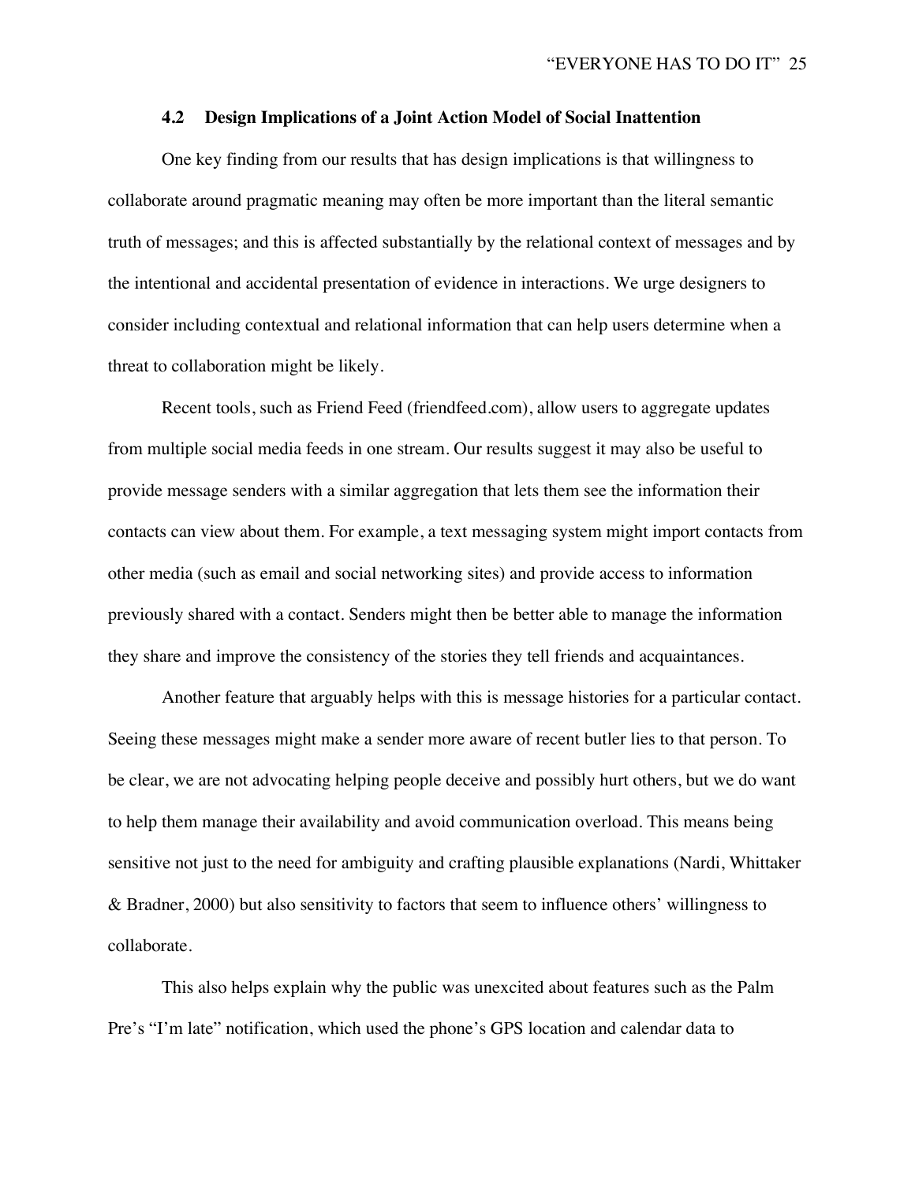### 4.2 Design Implications of a Joint Action Model of Social Inattention

One key finding from our results that has design implications is that willingness to collaborate around pragmatic meaning may often be more important than the literal semantic truth of messages; and this is affected substantially by the relational context of messages and by the intentional and accidental presentation of evidence in interactions. We urge designers to consider including contextual and relational information that can help users determine when a threat to collaboration might be likely.

Recent tools, such as Friend Feed (friendfeed.com), allow users to aggregate updates from multiple social media feeds in one stream. Our results suggest it may also be useful to provide message senders with a similar aggregation that lets them see the information their contacts can view about them. For example, a text messaging system might import contacts from other media (such as email and social networking sites) and provide access to information previously shared with a contact. Senders might then be better able to manage the information they share and improve the consistency of the stories they tell friends and acquaintances.

Another feature that arguably helps with this is message histories for a particular contact. Seeing these messages might make a sender more aware of recent butler lies to that person. To be clear, we are not advocating helping people deceive and possibly hurt others, but we do want to help them manage their availability and avoid communication overload. This means being sensitive not just to the need for ambiguity and crafting plausible explanations (Nardi, Whittaker & Bradner, 2000) but also sensitivity to factors that seem to influence others' willingness to collaborate.

This also helps explain why the public was unexcited about features such as the Palm Pre's "I'm late" notification, which used the phone's GPS location and calendar data to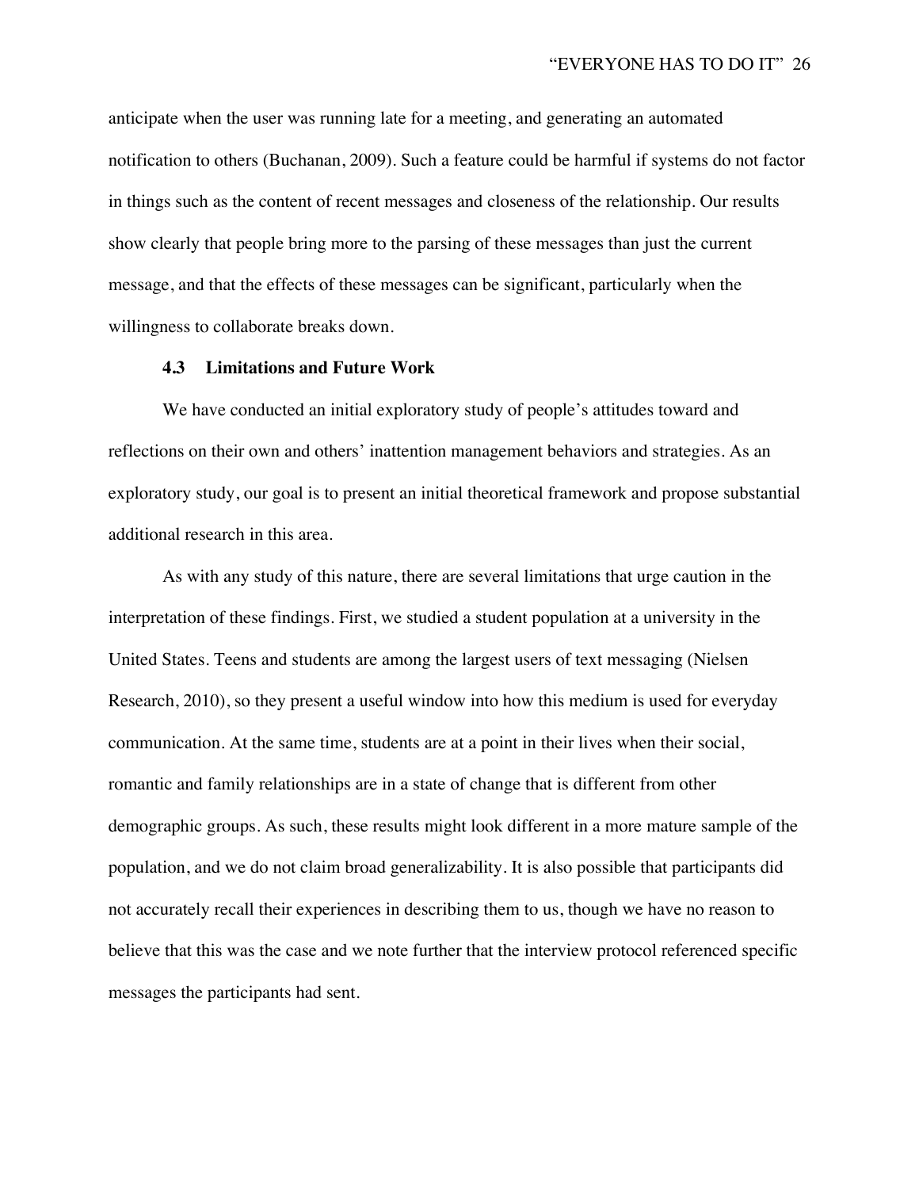anticipate when the user was running late for a meeting, and generating an automated notification to others (Buchanan, 2009). Such a feature could be harmful if systems do not factor in things such as the content of recent messages and closeness of the relationship. Our results show clearly that people bring more to the parsing of these messages than just the current message, and that the effects of these messages can be significant, particularly when the willingness to collaborate breaks down.

### 4.3 Limitations and Future Work

We have conducted an initial exploratory study of people's attitudes toward and reflections on their own and others' inattention management behaviors and strategies. As an exploratory study, our goal is to present an initial theoretical framework and propose substantial additional research in this area.

As with any study of this nature, there are several limitations that urge caution in the interpretation of these findings. First, we studied a student population at a university in the United States. Teens and students are among the largest users of text messaging (Nielsen Research, 2010), so they present a useful window into how this medium is used for everyday communication. At the same time, students are at a point in their lives when their social, romantic and family relationships are in a state of change that is different from other demographic groups. As such, these results might look different in a more mature sample of the population, and we do not claim broad generalizability. It is also possible that participants did not accurately recall their experiences in describing them to us, though we have no reason to believe that this was the case and we note further that the interview protocol referenced specific messages the participants had sent.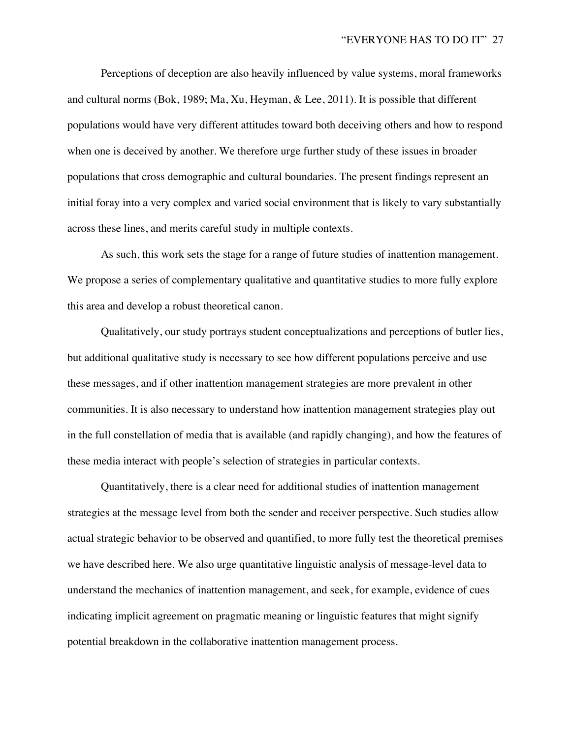Perceptions of deception are also heavily influenced by value systems, moral frameworks and cultural norms (Bok, 1989; Ma, Xu, Heyman, & Lee, 2011). It is possible that different populations would have very different attitudes toward both deceiving others and how to respond when one is deceived by another. We therefore urge further study of these issues in broader populations that cross demographic and cultural boundaries. The present findings represent an initial foray into a very complex and varied social environment that is likely to vary substantially across these lines, and merits careful study in multiple contexts.

As such, this work sets the stage for a range of future studies of inattention management. We propose a series of complementary qualitative and quantitative studies to more fully explore this area and develop a robust theoretical canon.

Qualitatively, our study portrays student conceptualizations and perceptions of butler lies, but additional qualitative study is necessary to see how different populations perceive and use these messages, and if other inattention management strategies are more prevalent in other communities. It is also necessary to understand how inattention management strategies play out in the full constellation of media that is available (and rapidly changing), and how the features of these media interact with people's selection of strategies in particular contexts.

Quantitatively, there is a clear need for additional studies of inattention management strategies at the message level from both the sender and receiver perspective. Such studies allow actual strategic behavior to be observed and quantified, to more fully test the theoretical premises we have described here. We also urge quantitative linguistic analysis of message-level data to understand the mechanics of inattention management, and seek, for example, evidence of cues indicating implicit agreement on pragmatic meaning or linguistic features that might signify potential breakdown in the collaborative inattention management process.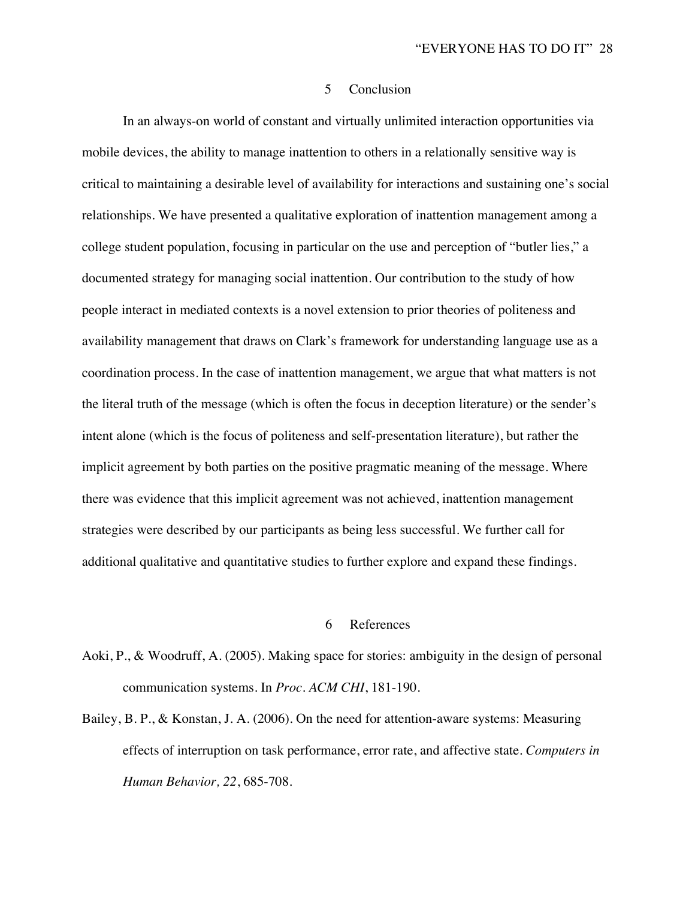## 5 Conclusion

In an always-on world of constant and virtually unlimited interaction opportunities via mobile devices, the ability to manage inattention to others in a relationally sensitive way is critical to maintaining a desirable level of availability for interactions and sustaining one's social relationships. We have presented a qualitative exploration of inattention management among a college student population, focusing in particular on the use and perception of "butler lies," a documented strategy for managing social inattention. Our contribution to the study of how people interact in mediated contexts is a novel extension to prior theories of politeness and availability management that draws on Clark's framework for understanding language use as a coordination process. In the case of inattention management, we argue that what matters is not the literal truth of the message (which is often the focus in deception literature) or the sender's intent alone (which is the focus of politeness and self-presentation literature), but rather the implicit agreement by both parties on the positive pragmatic meaning of the message. Where there was evidence that this implicit agreement was not achieved, inattention management strategies were described by our participants as being less successful. We further call for additional qualitative and quantitative studies to further explore and expand these findings.

## 6 References

Aoki, P., & Woodruff, A. (2005). Making space for stories: ambiguity in the design of personal communication systems. In *Proc. ACM CHI*, 181-190.

Bailey, B. P., & Konstan, J. A. (2006). On the need for attention-aware systems: Measuring effects of interruption on task performance, error rate, and affective state. *Computers in Human Behavior, 22*, 685-708.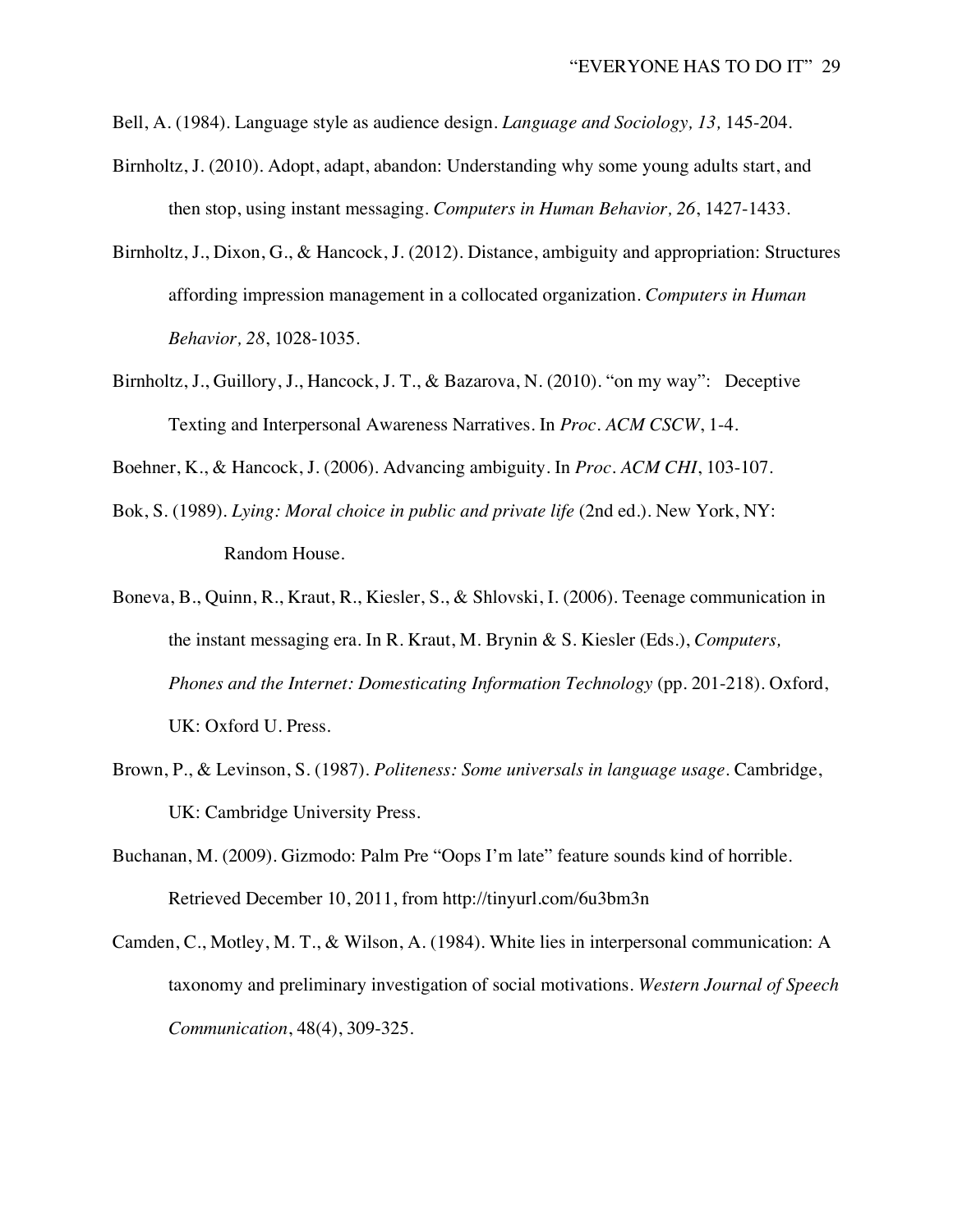Bell, A. (1984). Language style as audience design. *Language and Sociology, 13,* 145-204.

Birnholtz, J. (2010). Adopt, adapt, abandon: Understanding why some young adults start, and then stop, using instant messaging. *Computers in Human Behavior, 26*, 1427-1433.

Birnholtz, J., Dixon, G., & Hancock, J. (2012). Distance, ambiguity and appropriation: Structures affording impression management in a collocated organization. *Computers in Human Behavior, 28*, 1028-1035.

Birnholtz, J., Guillory, J., Hancock, J. T., & Bazarova, N. (2010). "on my way": Deceptive Texting and Interpersonal Awareness Narratives. In *Proc. ACM CSCW*, 1-4.

Boehner, K., & Hancock, J. (2006). Advancing ambiguity. In *Proc. ACM CHI*, 103-107.

Bok, S. (1989). *Lying: Moral choice in public and private life* (2nd ed.). New York, NY: Random House.

Boneva, B., Quinn, R., Kraut, R., Kiesler, S., & Shlovski, I. (2006). Teenage communication in the instant messaging era. In R. Kraut, M. Brynin & S. Kiesler (Eds.), *Computers, Phones and the Internet: Domesticating Information Technology* (pp. 201-218). Oxford, UK: Oxford U. Press.

Brown, P., & Levinson, S. (1987). *Politeness: Some universals in language usage*. Cambridge, UK: Cambridge University Press.

Buchanan, M. (2009). Gizmodo: Palm Pre "Oops I'm late" feature sounds kind of horrible. Retrieved December 10, 2011, from http://tinyurl.com/6u3bm3n

Camden, C., Motley, M. T., & Wilson, A. (1984). White lies in interpersonal communication: A taxonomy and preliminary investigation of social motivations. *Western Journal of Speech Communication*, 48(4), 309-325.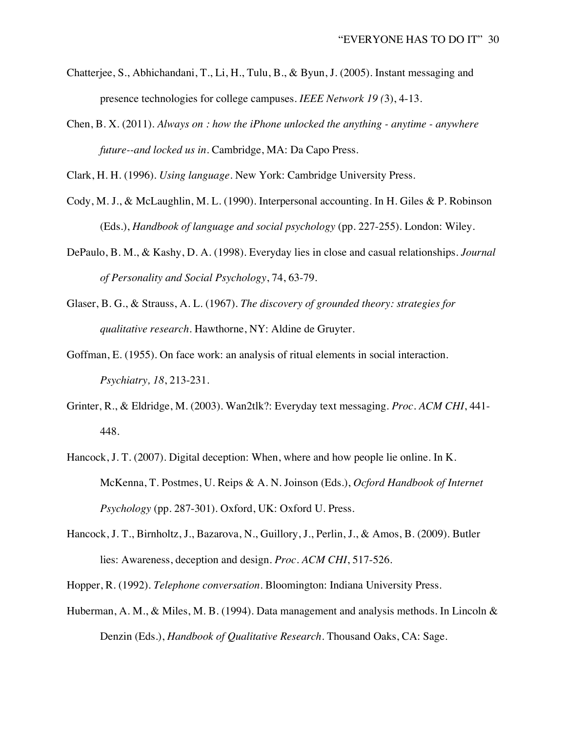Chatterjee, S., Abhichandani, T., Li, H., Tulu, B., & Byun, J. (2005). Instant messaging and presence technologies for college campuses. *IEEE Network 19 (*3), 4-13.

Chen, B. X. (2011). *Always on : how the iPhone unlocked the anything - anytime - anywhere future--and locked us in*. Cambridge, MA: Da Capo Press.

Clark, H. H. (1996). *Using language*. New York: Cambridge University Press.

Cody, M. J., & McLaughlin, M. L. (1990). Interpersonal accounting. In H. Giles & P. Robinson (Eds.), *Handbook of language and social psychology* (pp. 227-255). London: Wiley.

DePaulo, B. M., & Kashy, D. A. (1998). Everyday lies in close and casual relationships. *Journal of Personality and Social Psychology*, 74, 63-79.

Glaser, B. G., & Strauss, A. L. (1967). *The discovery of grounded theory: strategies for qualitative research*. Hawthorne, NY: Aldine de Gruyter.

Goffman, E. (1955). On face work: an analysis of ritual elements in social interaction. *Psychiatry, 18*, 213-231.

Grinter, R., & Eldridge, M. (2003). Wan2tlk?: Everyday text messaging. *Proc. ACM CHI*, 441-448.

Hancock, J. T. (2007). Digital deception: When, where and how people lie online. In K. McKenna, T. Postmes, U. Reips & A. N. Joinson (Eds.), *Ocford Handbook of Internet Psychology* (pp. 287-301). Oxford, UK: Oxford U. Press.

Hancock, J. T., Birnholtz, J., Bazarova, N., Guillory, J., Perlin, J., & Amos, B. (2009). Butler lies: Awareness, deception and design. *Proc. ACM CHI*, 517-526.

Hopper, R. (1992). *Telephone conversation*. Bloomington: Indiana University Press.

Huberman, A. M., & Miles, M. B. (1994). Data management and analysis methods. In Lincoln & Denzin (Eds.), *Handbook of Qualitative Research*. Thousand Oaks, CA: Sage.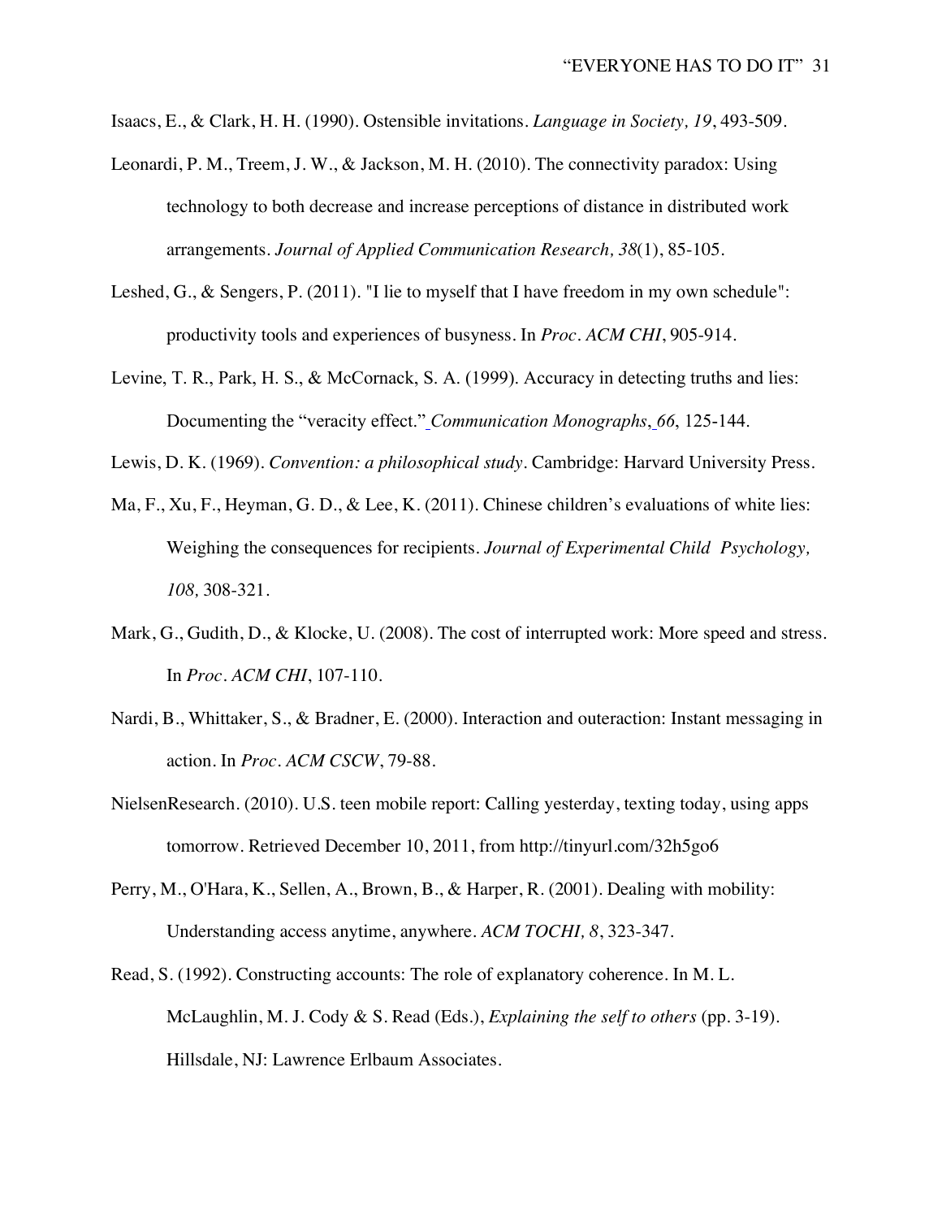Isaacs, E., & Clark, H. H. (1990). Ostensible invitations. *Language in Society, 19*, 493-509.

Leonardi, P. M., Treem, J. W., & Jackson, M. H. (2010). The connectivity paradox: Using technology to both decrease and increase perceptions of distance in distributed work arrangements. *Journal of Applied Communication Research, 38*(1), 85-105.

Leshed, G., & Sengers, P. (2011). "I lie to myself that I have freedom in my own schedule": productivity tools and experiences of busyness. In *Proc. ACM CHI*, 905-914.

Levine, T. R., Park, H. S., & McCornack, S. A. (1999). Accuracy in detecting truths and lies: Documenting the "veracity effect." *Communication Monographs*, *66*, 125-144.

Lewis, D. K. (1969). *Convention: a philosophical study*. Cambridge: Harvard University Press.

Ma, F., Xu, F., Heyman, G. D., & Lee, K. (2011). Chinese children's evaluations of white lies: Weighing the consequences for recipients. *Journal of Experimental Child Psychology, 108,* 308-321.

Mark, G., Gudith, D., & Klocke, U. (2008). The cost of interrupted work: More speed and stress. In *Proc. ACM CHI*, 107-110.

Nardi, B., Whittaker, S., & Bradner, E. (2000). Interaction and outeraction: Instant messaging in action. In *Proc. ACM CSCW*, 79-88.

NielsenResearch. (2010). U.S. teen mobile report: Calling yesterday, texting today, using apps tomorrow. Retrieved December 10, 2011, from http://tinyurl.com/32h5go6

Perry, M., O'Hara, K., Sellen, A., Brown, B., & Harper, R. (2001). Dealing with mobility: Understanding access anytime, anywhere. *ACM TOCHI, 8*, 323-347.

Read, S. (1992). Constructing accounts: The role of explanatory coherence. In M. L. McLaughlin, M. J. Cody & S. Read (Eds.), *Explaining the self to others* (pp. 3-19). Hillsdale, NJ: Lawrence Erlbaum Associates.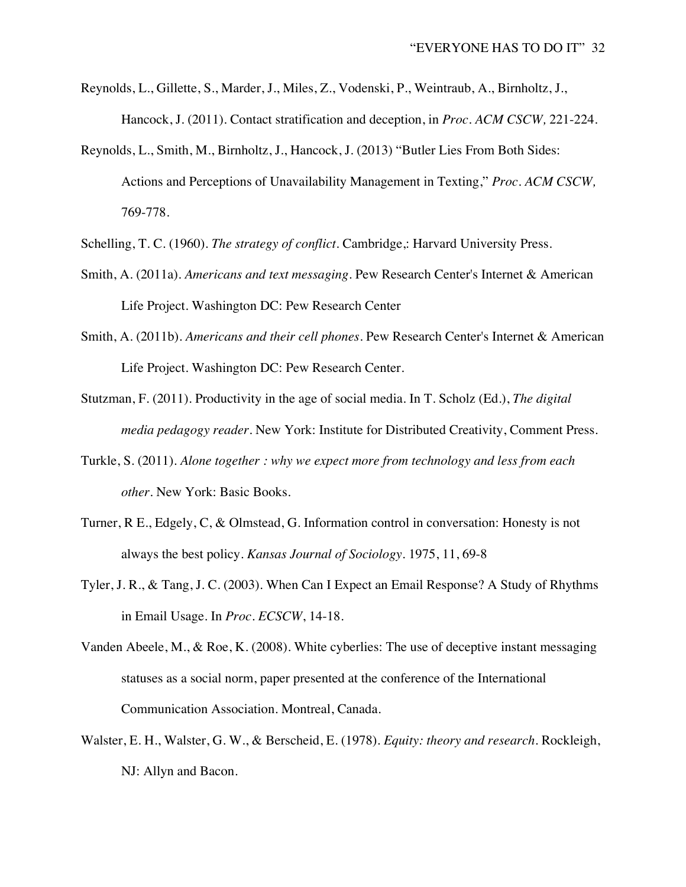Reynolds, L., Gillette, S., Marder, J., Miles, Z., Vodenski, P., Weintraub, A., Birnholtz, J., Hancock, J. (2011). Contact stratification and deception, in *Proc. ACM CSCW,* 221-224.

Reynolds, L., Smith, M., Birnholtz, J., Hancock, J. (2013) "Butler Lies From Both Sides: Actions and Perceptions of Unavailability Management in Texting," *Proc. ACM CSCW,* 769-778.

Schelling, T. C. (1960). *The strategy of conflict*. Cambridge,: Harvard University Press.

Smith, A. (2011a). *Americans and text messaging*. Pew Research Center's Internet & American Life Project. Washington DC: Pew Research Center

Smith, A. (2011b). *Americans and their cell phones*. Pew Research Center's Internet & American Life Project. Washington DC: Pew Research Center.

Stutzman, F. (2011). Productivity in the age of social media. In T. Scholz (Ed.), *The digital media pedagogy reader*. New York: Institute for Distributed Creativity, Comment Press.

Turkle, S. (2011). *Alone together : why we expect more from technology and less from each other*. New York: Basic Books.

Turner, R E., Edgely, C, & Olmstead, G. Information control in conversation: Honesty is not always the best policy. *Kansas Journal of Sociology*. 1975, 11, 69-8

Tyler, J. R., & Tang, J. C. (2003). When Can I Expect an Email Response? A Study of Rhythms in Email Usage. In *Proc. ECSCW*, 14-18.

Vanden Abeele, M., & Roe, K. (2008). White cyberlies: The use of deceptive instant messaging statuses as a social norm, paper presented at the conference of the International Communication Association. Montreal, Canada.

Walster, E. H., Walster, G. W., & Berscheid, E. (1978). *Equity: theory and research*. Rockleigh, NJ: Allyn and Bacon.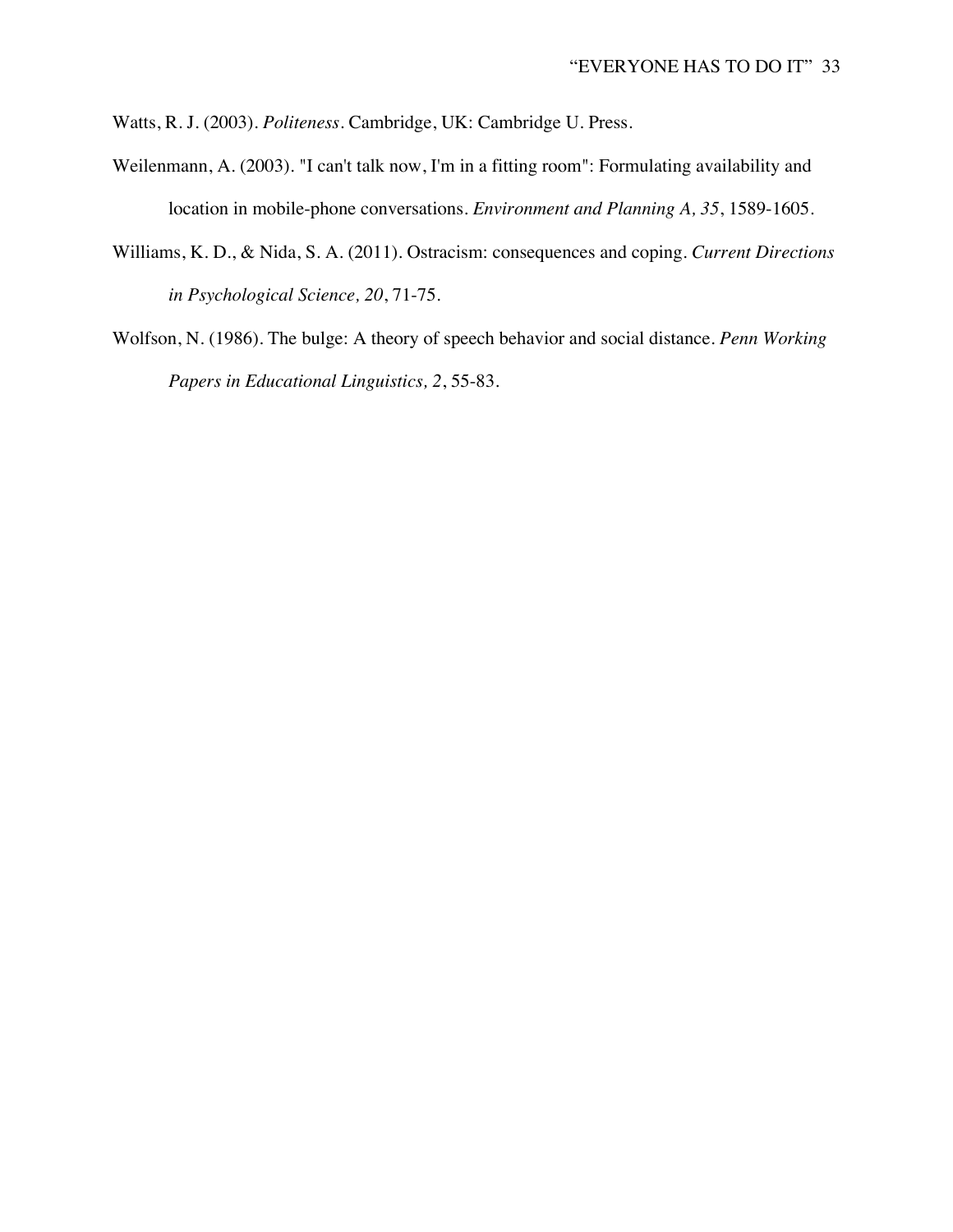Watts, R. J. (2003). *Politeness*. Cambridge, UK: Cambridge U. Press.

Weilenmann, A. (2003). "I can't talk now, I'm in a fitting room": Formulating availability and location in mobile-phone conversations. *Environment and Planning A, 35*, 1589-1605.

Williams, K. D., & Nida, S. A. (2011). Ostracism: consequences and coping. *Current Directions in Psychological Science, 20*, 71-75.

Wolfson, N. (1986). The bulge: A theory of speech behavior and social distance. *Penn Working Papers in Educational Linguistics, 2*, 55-83.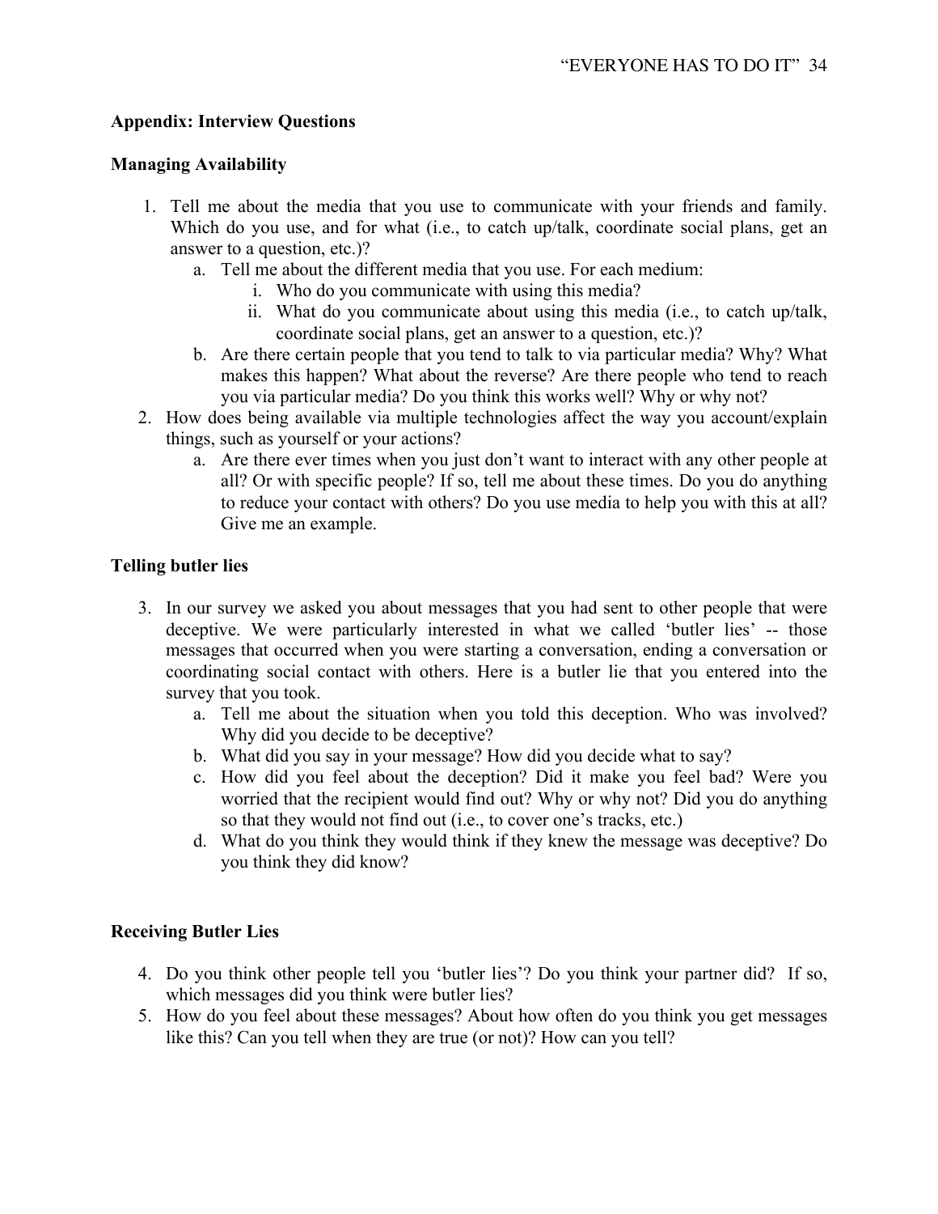## Appendix: Interview Questions

### Managing Availability

1. Tell me about the media that you use to communicate with your friends and family. Which do you use, and for what (i.e., to catch up/talk, coordinate social plans, get an answer to a question, etc.)?
   a. Tell me about the different media that you use. For each medium:
      i. Who do you communicate with using this media?
      ii. What do you communicate about using this media (i.e., to catch up/talk, coordinate social plans, get an answer to a question, etc.)?
   b. Are there certain people that you tend to talk to via particular media? Why? What makes this happen? What about the reverse? Are there people who tend to reach you via particular media? Do you think this works well? Why or why not?
2. How does being available via multiple technologies affect the way you account/explain things, such as yourself or your actions?
   a. Are there ever times when you just don't want to interact with any other people at all? Or with specific people? If so, tell me about these times. Do you do anything to reduce your contact with others? Do you use media to help you with this at all? Give me an example.

### Telling butler lies

3. In our survey we asked you about messages that you had sent to other people that were deceptive. We were particularly interested in what we called 'butler lies' -- those messages that occurred when you were starting a conversation, ending a conversation or coordinating social contact with others. Here is a butler lie that you entered into the survey that you took.
   a. Tell me about the situation when you told this deception. Who was involved? Why did you decide to be deceptive?
   b. What did you say in your message? How did you decide what to say?
   c. How did you feel about the deception? Did it make you feel bad? Were you worried that the recipient would find out? Why or why not? Did you do anything so that they would not find out (i.e., to cover one's tracks, etc.)
   d. What do you think they would think if they knew the message was deceptive? Do you think they did know?

### Receiving Butler Lies

4. Do you think other people tell you 'butler lies'? Do you think your partner did? If so, which messages did you think were butler lies?
5. How do you feel about these messages? About how often do you think you get messages like this? Can you tell when they are true (or not)? How can you tell?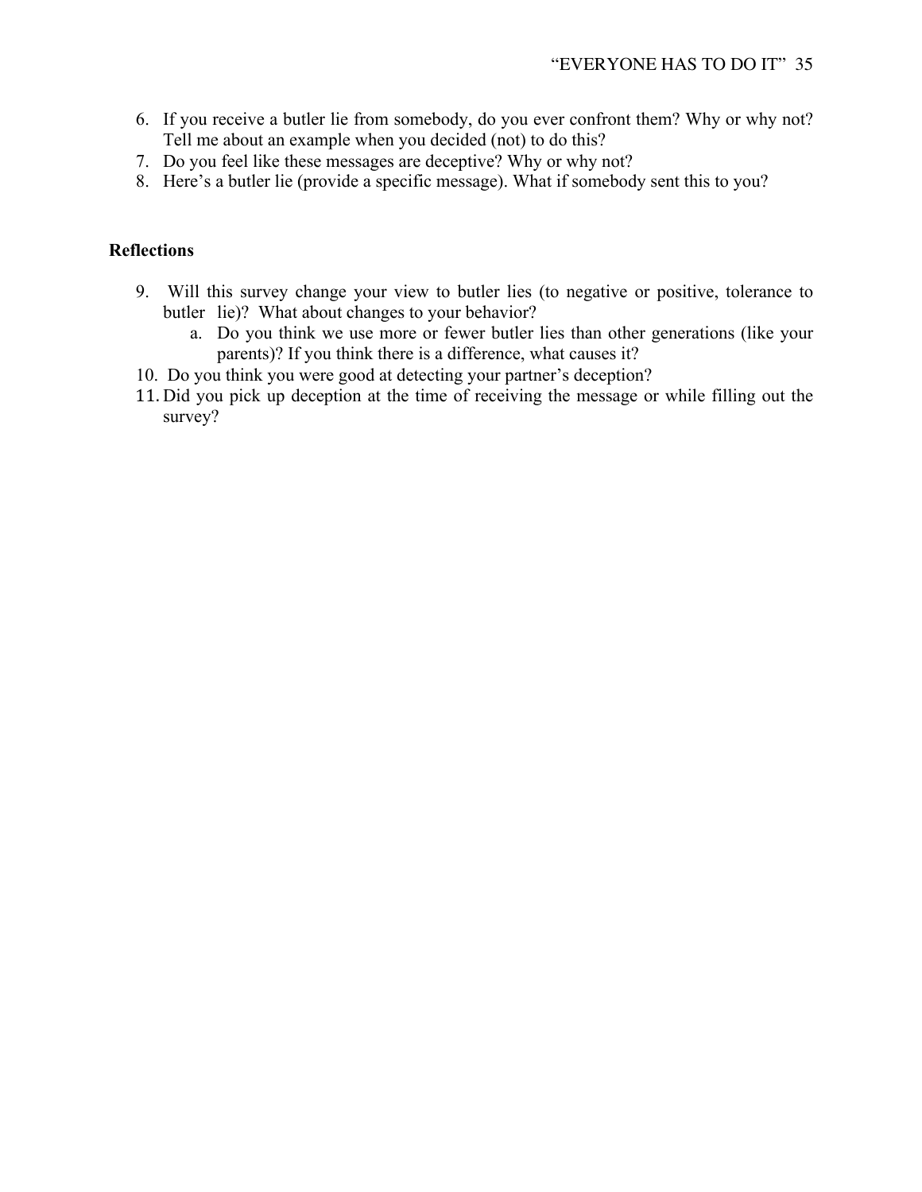6. If you receive a butler lie from somebody, do you ever confront them? Why or why not? Tell me about an example when you decided (not) to do this?
7. Do you feel like these messages are deceptive? Why or why not?
8. Here's a butler lie (provide a specific message). What if somebody sent this to you?

**Reflections**

9. Will this survey change your view to butler lies (to negative or positive, tolerance to butler lie)? What about changes to your behavior?
   a. Do you think we use more or fewer butler lies than other generations (like your parents)? If you think there is a difference, what causes it?
10. Do you think you were good at detecting your partner's deception?
11. Did you pick up deception at the time of receiving the message or while filling out the survey?